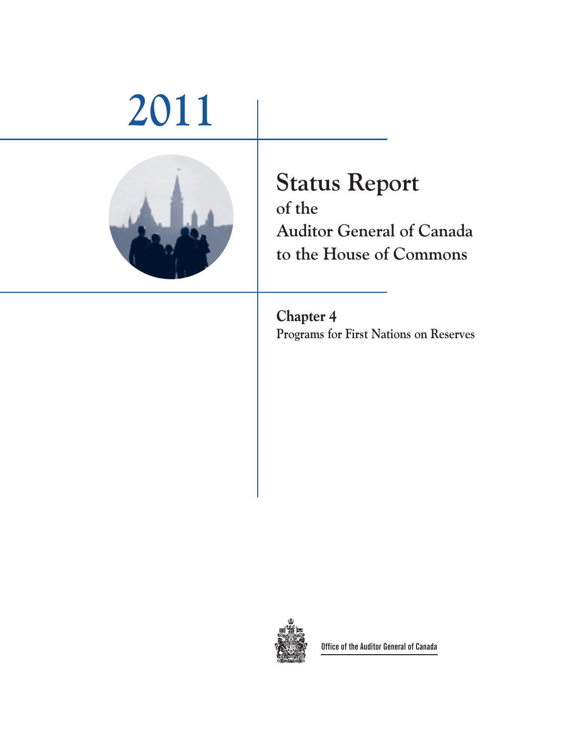# 2011

## Status Report
### of the
### Auditor General of Canada
### to the House of Commons

**Chapter 4**
**Programs for First Nations on Reserves**

Office of the Auditor General of Canada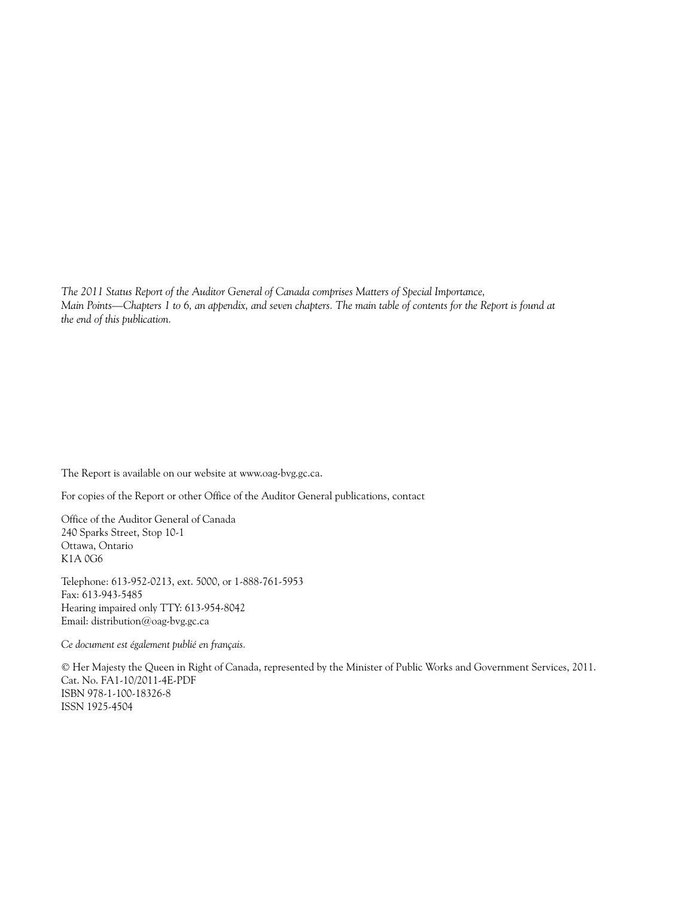*The 2011 Status Report of the Auditor General of Canada comprises Matters of Special Importance, Main Points—Chapters 1 to 6, an appendix, and seven chapters. The main table of contents for the Report is found at the end of this publication.*

The Report is available on our website at www.oag-bvg.gc.ca.

For copies of the Report or other Office of the Auditor General publications, contact

Office of the Auditor General of Canada
240 Sparks Street, Stop 10-1
Ottawa, Ontario
K1A 0G6

Telephone: 613-952-0213, ext. 5000, or 1-888-761-5953
Fax: 613-943-5485
Hearing impaired only TTY: 613-954-8042
Email: distribution@oag-bvg.gc.ca

*Ce document est également publié en français.*

© Her Majesty the Queen in Right of Canada, represented by the Minister of Public Works and Government Services, 2011.
Cat. No. FA1-10/2011-4E-PDF
ISBN 978-1-100-18326-8
ISSN 1925-4504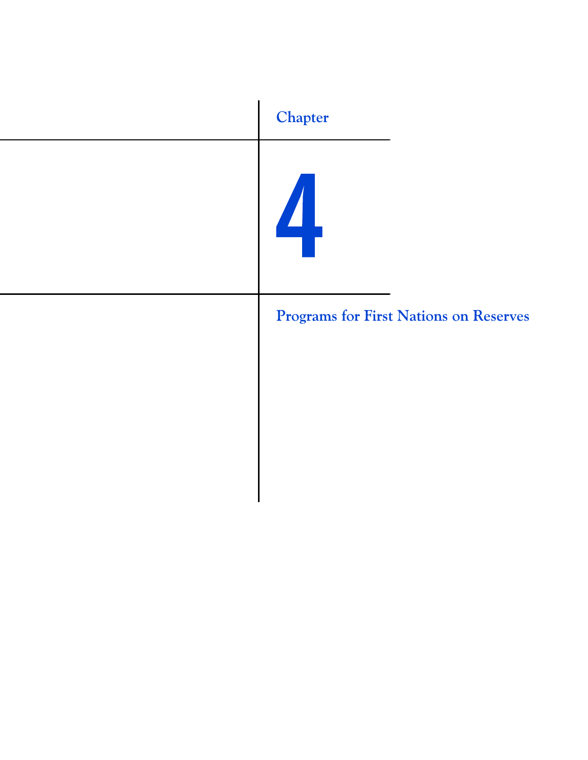Chapter

# 4

# Programs for First Nations on Reserves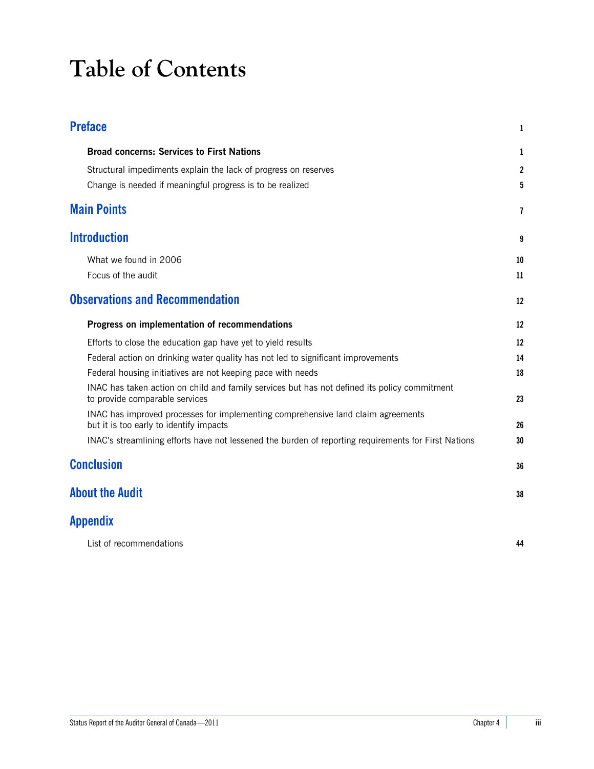# Table of Contents

| | |
|---|---|
| **Preface** | **1** |
| **Broad concerns: Services to First Nations** | **1** |
| Structural impediments explain the lack of progress on reserves | 2 |
| Change is needed if meaningful progress is to be realized | 5 |
| **Main Points** | **7** |
| **Introduction** | **9** |
| What we found in 2006 | 10 |
| Focus of the audit | 11 |
| **Observations and Recommendation** | **12** |
| **Progress on implementation of recommendations** | **12** |
| Efforts to close the education gap have yet to yield results | 12 |
| Federal action on drinking water quality has not led to significant improvements | 14 |
| Federal housing initiatives are not keeping pace with needs | 18 |
| INAC has taken action on child and family services but has not defined its policy commitment to provide comparable services | 23 |
| INAC has improved processes for implementing comprehensive land claim agreements but it is too early to identify impacts | 26 |
| INAC's streamlining efforts have not lessened the burden of reporting requirements for First Nations | 30 |
| **Conclusion** | **36** |
| **About the Audit** | **38** |
| **Appendix** | |
| List of recommendations | 44 |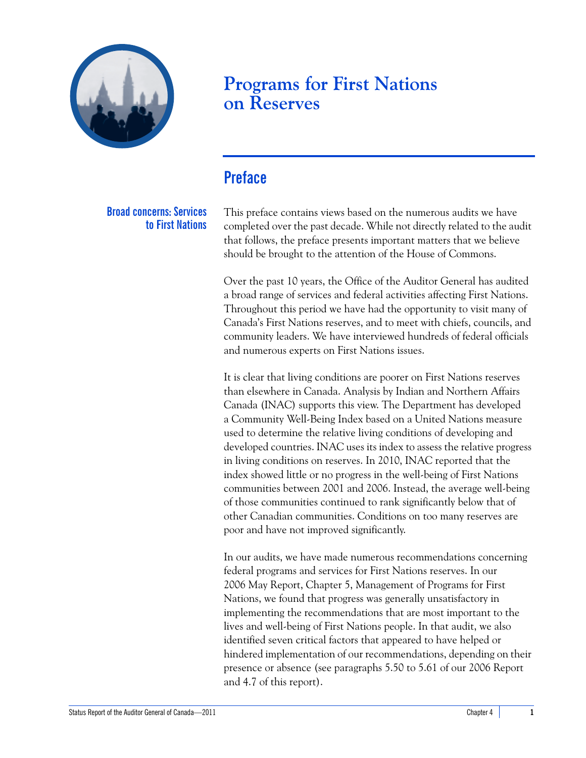# Programs for First Nations on Reserves

## Preface

### Broad concerns: Services to First Nations

This preface contains views based on the numerous audits we have completed over the past decade. While not directly related to the audit that follows, the preface presents important matters that we believe should be brought to the attention of the House of Commons.

Over the past 10 years, the Office of the Auditor General has audited a broad range of services and federal activities affecting First Nations. Throughout this period we have had the opportunity to visit many of Canada's First Nations reserves, and to meet with chiefs, councils, and community leaders. We have interviewed hundreds of federal officials and numerous experts on First Nations issues.

It is clear that living conditions are poorer on First Nations reserves than elsewhere in Canada. Analysis by Indian and Northern Affairs Canada (INAC) supports this view. The Department has developed a Community Well-Being Index based on a United Nations measure used to determine the relative living conditions of developing and developed countries. INAC uses its index to assess the relative progress in living conditions on reserves. In 2010, INAC reported that the index showed little or no progress in the well-being of First Nations communities between 2001 and 2006. Instead, the average well-being of those communities continued to rank significantly below that of other Canadian communities. Conditions on too many reserves are poor and have not improved significantly.

In our audits, we have made numerous recommendations concerning federal programs and services for First Nations reserves. In our 2006 May Report, Chapter 5, Management of Programs for First Nations, we found that progress was generally unsatisfactory in implementing the recommendations that are most important to the lives and well-being of First Nations people. In that audit, we also identified seven critical factors that appeared to have helped or hindered implementation of our recommendations, depending on their presence or absence (see paragraphs 5.50 to 5.61 of our 2006 Report and 4.7 of this report).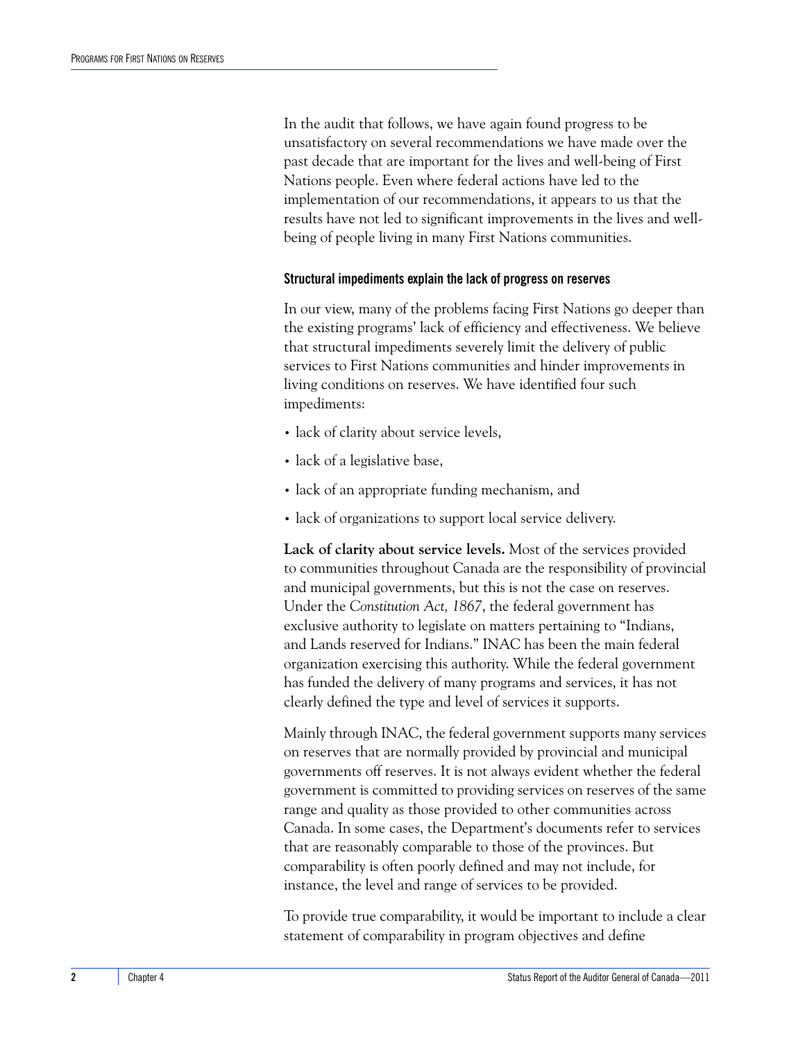In the audit that follows, we have again found progress to be unsatisfactory on several recommendations we have made over the past decade that are important for the lives and well-being of First Nations people. Even where federal actions have led to the implementation of our recommendations, it appears to us that the results have not led to significant improvements in the lives and well-being of people living in many First Nations communities.

### Structural impediments explain the lack of progress on reserves

In our view, many of the problems facing First Nations go deeper than the existing programs' lack of efficiency and effectiveness. We believe that structural impediments severely limit the delivery of public services to First Nations communities and hinder improvements in living conditions on reserves. We have identified four such impediments:

- lack of clarity about service levels,
- lack of a legislative base,
- lack of an appropriate funding mechanism, and
- lack of organizations to support local service delivery.

**Lack of clarity about service levels.** Most of the services provided to communities throughout Canada are the responsibility of provincial and municipal governments, but this is not the case on reserves. Under the *Constitution Act, 1867*, the federal government has exclusive authority to legislate on matters pertaining to "Indians, and Lands reserved for Indians." INAC has been the main federal organization exercising this authority. While the federal government has funded the delivery of many programs and services, it has not clearly defined the type and level of services it supports.

Mainly through INAC, the federal government supports many services on reserves that are normally provided by provincial and municipal governments off reserves. It is not always evident whether the federal government is committed to providing services on reserves of the same range and quality as those provided to other communities across Canada. In some cases, the Department's documents refer to services that are reasonably comparable to those of the provinces. But comparability is often poorly defined and may not include, for instance, the level and range of services to be provided.

To provide true comparability, it would be important to include a clear statement of comparability in program objectives and define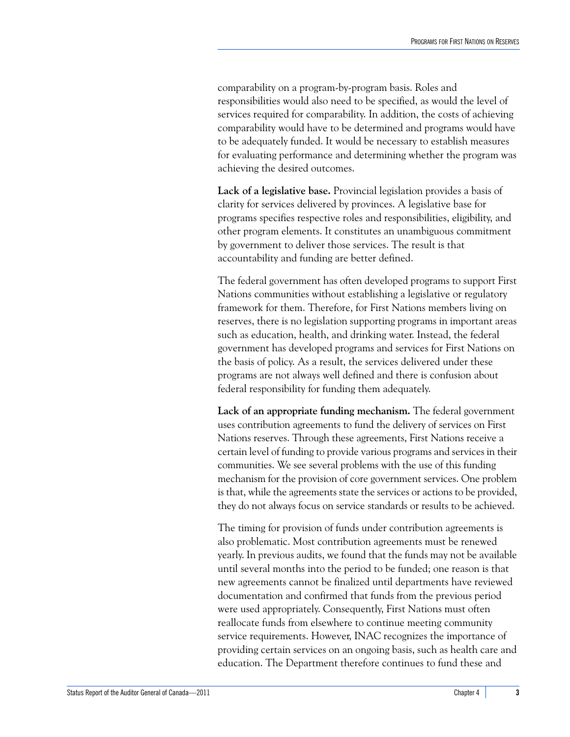comparability on a program-by-program basis. Roles and responsibilities would also need to be specified, as would the level of services required for comparability. In addition, the costs of achieving comparability would have to be determined and programs would have to be adequately funded. It would be necessary to establish measures for evaluating performance and determining whether the program was achieving the desired outcomes.

**Lack of a legislative base.** Provincial legislation provides a basis of clarity for services delivered by provinces. A legislative base for programs specifies respective roles and responsibilities, eligibility, and other program elements. It constitutes an unambiguous commitment by government to deliver those services. The result is that accountability and funding are better defined.

The federal government has often developed programs to support First Nations communities without establishing a legislative or regulatory framework for them. Therefore, for First Nations members living on reserves, there is no legislation supporting programs in important areas such as education, health, and drinking water. Instead, the federal government has developed programs and services for First Nations on the basis of policy. As a result, the services delivered under these programs are not always well defined and there is confusion about federal responsibility for funding them adequately.

**Lack of an appropriate funding mechanism.** The federal government uses contribution agreements to fund the delivery of services on First Nations reserves. Through these agreements, First Nations receive a certain level of funding to provide various programs and services in their communities. We see several problems with the use of this funding mechanism for the provision of core government services. One problem is that, while the agreements state the services or actions to be provided, they do not always focus on service standards or results to be achieved.

The timing for provision of funds under contribution agreements is also problematic. Most contribution agreements must be renewed yearly. In previous audits, we found that the funds may not be available until several months into the period to be funded; one reason is that new agreements cannot be finalized until departments have reviewed documentation and confirmed that funds from the previous period were used appropriately. Consequently, First Nations must often reallocate funds from elsewhere to continue meeting community service requirements. However, INAC recognizes the importance of providing certain services on an ongoing basis, such as health care and education. The Department therefore continues to fund these and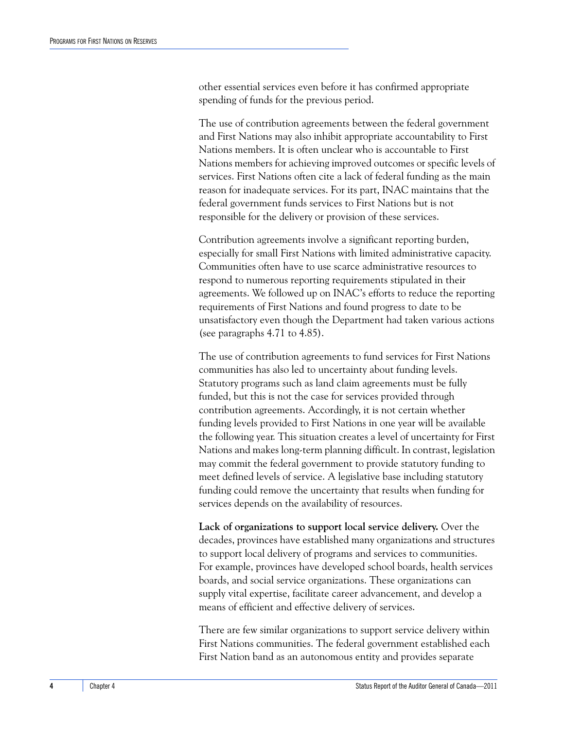other essential services even before it has confirmed appropriate spending of funds for the previous period.

The use of contribution agreements between the federal government and First Nations may also inhibit appropriate accountability to First Nations members. It is often unclear who is accountable to First Nations members for achieving improved outcomes or specific levels of services. First Nations often cite a lack of federal funding as the main reason for inadequate services. For its part, INAC maintains that the federal government funds services to First Nations but is not responsible for the delivery or provision of these services.

Contribution agreements involve a significant reporting burden, especially for small First Nations with limited administrative capacity. Communities often have to use scarce administrative resources to respond to numerous reporting requirements stipulated in their agreements. We followed up on INAC's efforts to reduce the reporting requirements of First Nations and found progress to date to be unsatisfactory even though the Department had taken various actions (see paragraphs 4.71 to 4.85).

The use of contribution agreements to fund services for First Nations communities has also led to uncertainty about funding levels. Statutory programs such as land claim agreements must be fully funded, but this is not the case for services provided through contribution agreements. Accordingly, it is not certain whether funding levels provided to First Nations in one year will be available the following year. This situation creates a level of uncertainty for First Nations and makes long-term planning difficult. In contrast, legislation may commit the federal government to provide statutory funding to meet defined levels of service. A legislative base including statutory funding could remove the uncertainty that results when funding for services depends on the availability of resources.

**Lack of organizations to support local service delivery.** Over the decades, provinces have established many organizations and structures to support local delivery of programs and services to communities. For example, provinces have developed school boards, health services boards, and social service organizations. These organizations can supply vital expertise, facilitate career advancement, and develop a means of efficient and effective delivery of services.

There are few similar organizations to support service delivery within First Nations communities. The federal government established each First Nation band as an autonomous entity and provides separate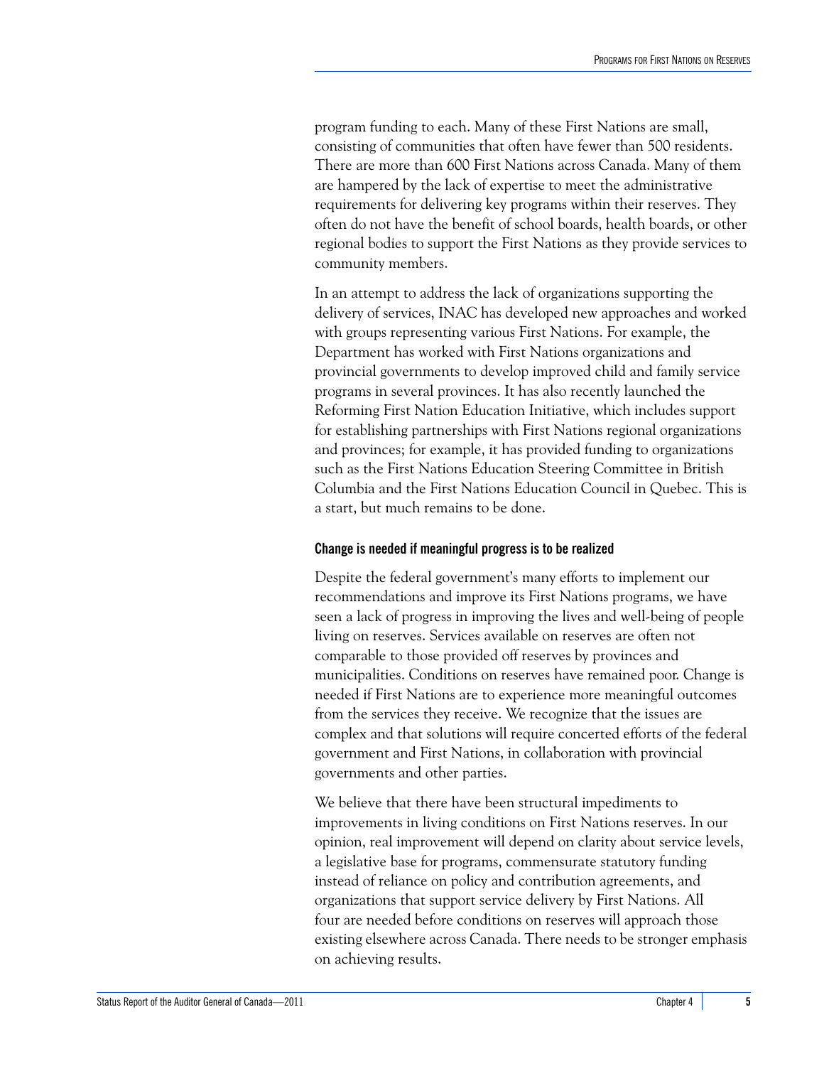program funding to each. Many of these First Nations are small, consisting of communities that often have fewer than 500 residents. There are more than 600 First Nations across Canada. Many of them are hampered by the lack of expertise to meet the administrative requirements for delivering key programs within their reserves. They often do not have the benefit of school boards, health boards, or other regional bodies to support the First Nations as they provide services to community members.

In an attempt to address the lack of organizations supporting the delivery of services, INAC has developed new approaches and worked with groups representing various First Nations. For example, the Department has worked with First Nations organizations and provincial governments to develop improved child and family service programs in several provinces. It has also recently launched the Reforming First Nation Education Initiative, which includes support for establishing partnerships with First Nations regional organizations and provinces; for example, it has provided funding to organizations such as the First Nations Education Steering Committee in British Columbia and the First Nations Education Council in Quebec. This is a start, but much remains to be done.

### Change is needed if meaningful progress is to be realized

Despite the federal government's many efforts to implement our recommendations and improve its First Nations programs, we have seen a lack of progress in improving the lives and well-being of people living on reserves. Services available on reserves are often not comparable to those provided off reserves by provinces and municipalities. Conditions on reserves have remained poor. Change is needed if First Nations are to experience more meaningful outcomes from the services they receive. We recognize that the issues are complex and that solutions will require concerted efforts of the federal government and First Nations, in collaboration with provincial governments and other parties.

We believe that there have been structural impediments to improvements in living conditions on First Nations reserves. In our opinion, real improvement will depend on clarity about service levels, a legislative base for programs, commensurate statutory funding instead of reliance on policy and contribution agreements, and organizations that support service delivery by First Nations. All four are needed before conditions on reserves will approach those existing elsewhere across Canada. There needs to be stronger emphasis on achieving results.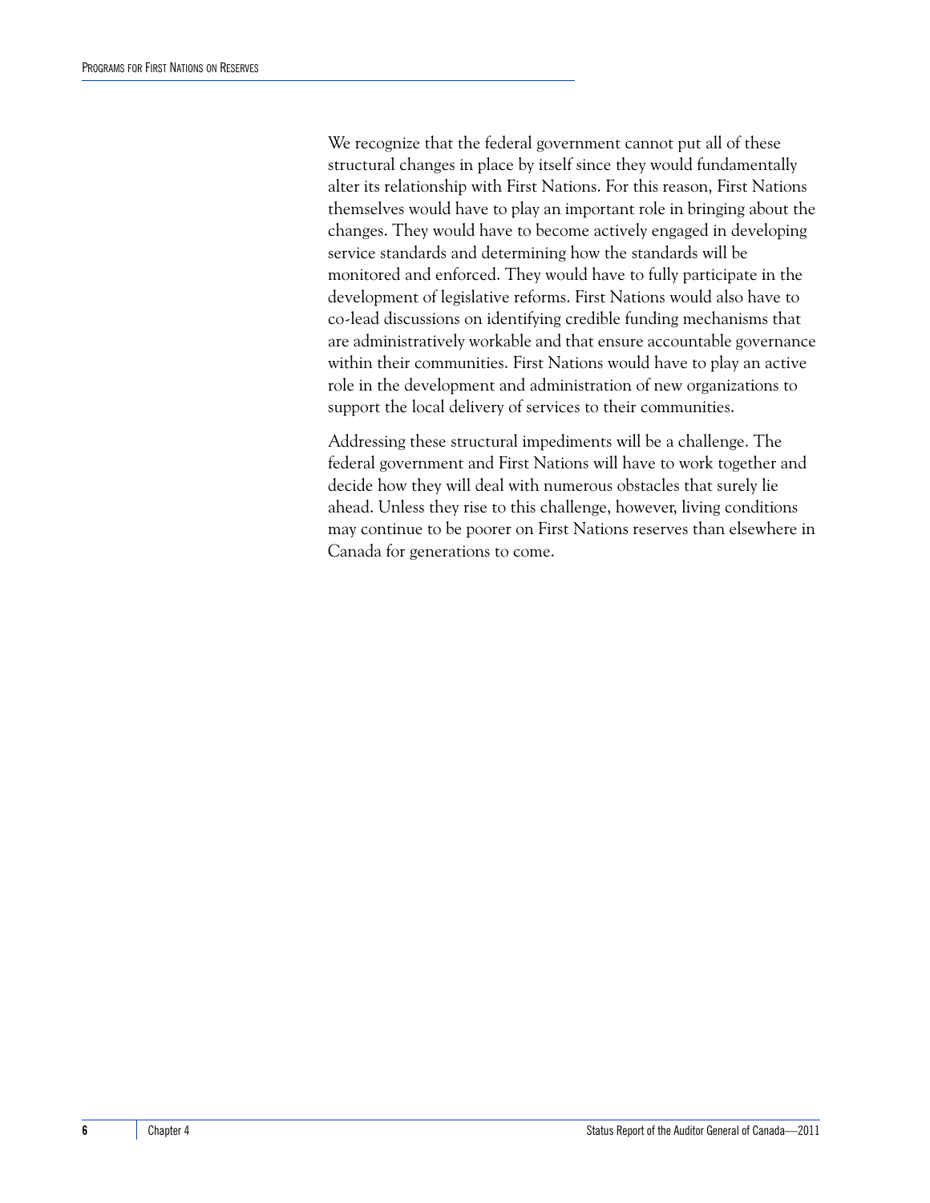We recognize that the federal government cannot put all of these structural changes in place by itself since they would fundamentally alter its relationship with First Nations. For this reason, First Nations themselves would have to play an important role in bringing about the changes. They would have to become actively engaged in developing service standards and determining how the standards will be monitored and enforced. They would have to fully participate in the development of legislative reforms. First Nations would also have to co-lead discussions on identifying credible funding mechanisms that are administratively workable and that ensure accountable governance within their communities. First Nations would have to play an active role in the development and administration of new organizations to support the local delivery of services to their communities.

Addressing these structural impediments will be a challenge. The federal government and First Nations will have to work together and decide how they will deal with numerous obstacles that surely lie ahead. Unless they rise to this challenge, however, living conditions may continue to be poorer on First Nations reserves than elsewhere in Canada for generations to come.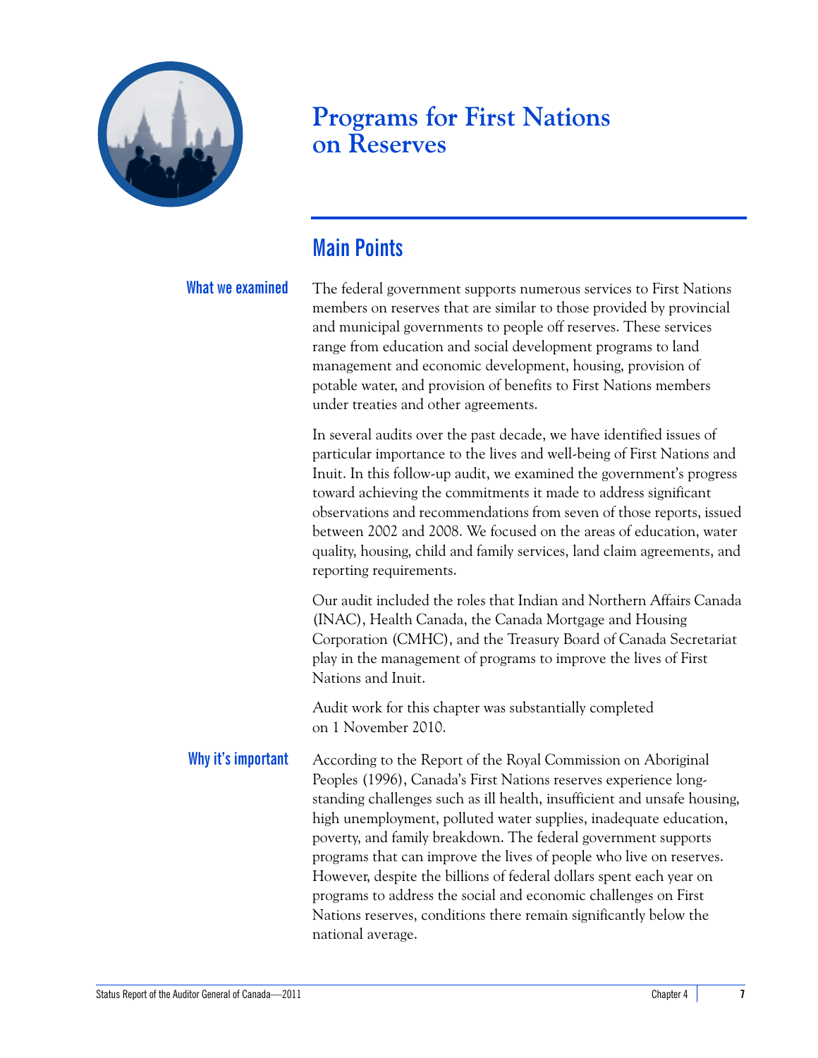# Programs for First Nations on Reserves

## Main Points

### What we examined

The federal government supports numerous services to First Nations members on reserves that are similar to those provided by provincial and municipal governments to people off reserves. These services range from education and social development programs to land management and economic development, housing, provision of potable water, and provision of benefits to First Nations members under treaties and other agreements.

In several audits over the past decade, we have identified issues of particular importance to the lives and well-being of First Nations and Inuit. In this follow-up audit, we examined the government's progress toward achieving the commitments it made to address significant observations and recommendations from seven of those reports, issued between 2002 and 2008. We focused on the areas of education, water quality, housing, child and family services, land claim agreements, and reporting requirements.

Our audit included the roles that Indian and Northern Affairs Canada (INAC), Health Canada, the Canada Mortgage and Housing Corporation (CMHC), and the Treasury Board of Canada Secretariat play in the management of programs to improve the lives of First Nations and Inuit.

Audit work for this chapter was substantially completed on 1 November 2010.

### Why it's important

According to the Report of the Royal Commission on Aboriginal Peoples (1996), Canada's First Nations reserves experience long-standing challenges such as ill health, insufficient and unsafe housing, high unemployment, polluted water supplies, inadequate education, poverty, and family breakdown. The federal government supports programs that can improve the lives of people who live on reserves. However, despite the billions of federal dollars spent each year on programs to address the social and economic challenges on First Nations reserves, conditions there remain significantly below the national average.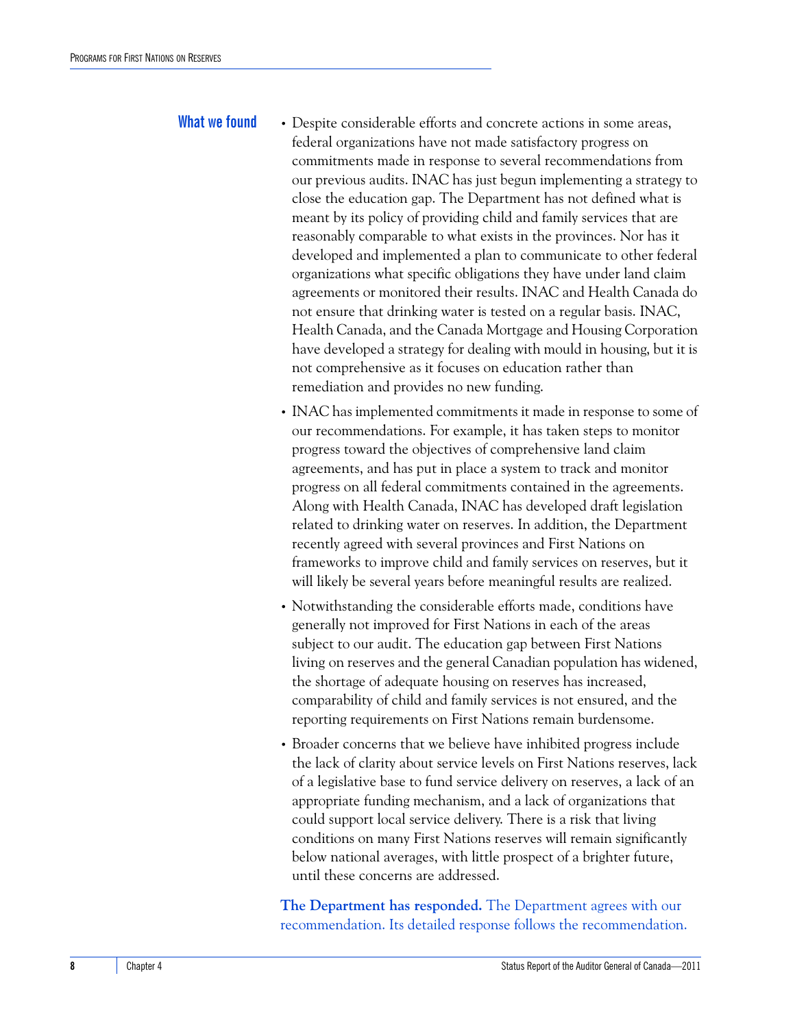## What we found

- Despite considerable efforts and concrete actions in some areas, federal organizations have not made satisfactory progress on commitments made in response to several recommendations from our previous audits. INAC has just begun implementing a strategy to close the education gap. The Department has not defined what is meant by its policy of providing child and family services that are reasonably comparable to what exists in the provinces. Nor has it developed and implemented a plan to communicate to other federal organizations what specific obligations they have under land claim agreements or monitored their results. INAC and Health Canada do not ensure that drinking water is tested on a regular basis. INAC, Health Canada, and the Canada Mortgage and Housing Corporation have developed a strategy for dealing with mould in housing, but it is not comprehensive as it focuses on education rather than remediation and provides no new funding.
- INAC has implemented commitments it made in response to some of our recommendations. For example, it has taken steps to monitor progress toward the objectives of comprehensive land claim agreements, and has put in place a system to track and monitor progress on all federal commitments contained in the agreements. Along with Health Canada, INAC has developed draft legislation related to drinking water on reserves. In addition, the Department recently agreed with several provinces and First Nations on frameworks to improve child and family services on reserves, but it will likely be several years before meaningful results are realized.
- Notwithstanding the considerable efforts made, conditions have generally not improved for First Nations in each of the areas subject to our audit. The education gap between First Nations living on reserves and the general Canadian population has widened, the shortage of adequate housing on reserves has increased, comparability of child and family services is not ensured, and the reporting requirements on First Nations remain burdensome.
- Broader concerns that we believe have inhibited progress include the lack of clarity about service levels on First Nations reserves, lack of a legislative base to fund service delivery on reserves, a lack of an appropriate funding mechanism, and a lack of organizations that could support local service delivery. There is a risk that living conditions on many First Nations reserves will remain significantly below national averages, with little prospect of a brighter future, until these concerns are addressed.

**The Department has responded.** The Department agrees with our recommendation. Its detailed response follows the recommendation.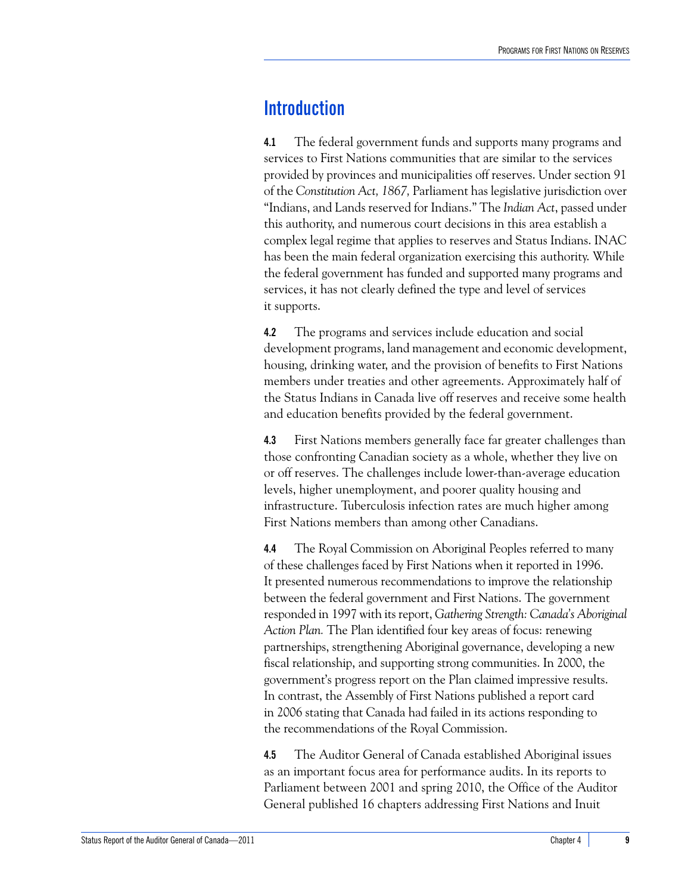## Introduction

**4.1** The federal government funds and supports many programs and services to First Nations communities that are similar to the services provided by provinces and municipalities off reserves. Under section 91 of the *Constitution Act, 1867,* Parliament has legislative jurisdiction over "Indians, and Lands reserved for Indians." The *Indian Act*, passed under this authority, and numerous court decisions in this area establish a complex legal regime that applies to reserves and Status Indians. INAC has been the main federal organization exercising this authority. While the federal government has funded and supported many programs and services, it has not clearly defined the type and level of services it supports.

**4.2** The programs and services include education and social development programs, land management and economic development, housing, drinking water, and the provision of benefits to First Nations members under treaties and other agreements. Approximately half of the Status Indians in Canada live off reserves and receive some health and education benefits provided by the federal government.

**4.3** First Nations members generally face far greater challenges than those confronting Canadian society as a whole, whether they live on or off reserves. The challenges include lower-than-average education levels, higher unemployment, and poorer quality housing and infrastructure. Tuberculosis infection rates are much higher among First Nations members than among other Canadians.

**4.4** The Royal Commission on Aboriginal Peoples referred to many of these challenges faced by First Nations when it reported in 1996. It presented numerous recommendations to improve the relationship between the federal government and First Nations. The government responded in 1997 with its report, *Gathering Strength: Canada's Aboriginal Action Plan.* The Plan identified four key areas of focus: renewing partnerships, strengthening Aboriginal governance, developing a new fiscal relationship, and supporting strong communities. In 2000, the government's progress report on the Plan claimed impressive results. In contrast, the Assembly of First Nations published a report card in 2006 stating that Canada had failed in its actions responding to the recommendations of the Royal Commission.

**4.5** The Auditor General of Canada established Aboriginal issues as an important focus area for performance audits. In its reports to Parliament between 2001 and spring 2010, the Office of the Auditor General published 16 chapters addressing First Nations and Inuit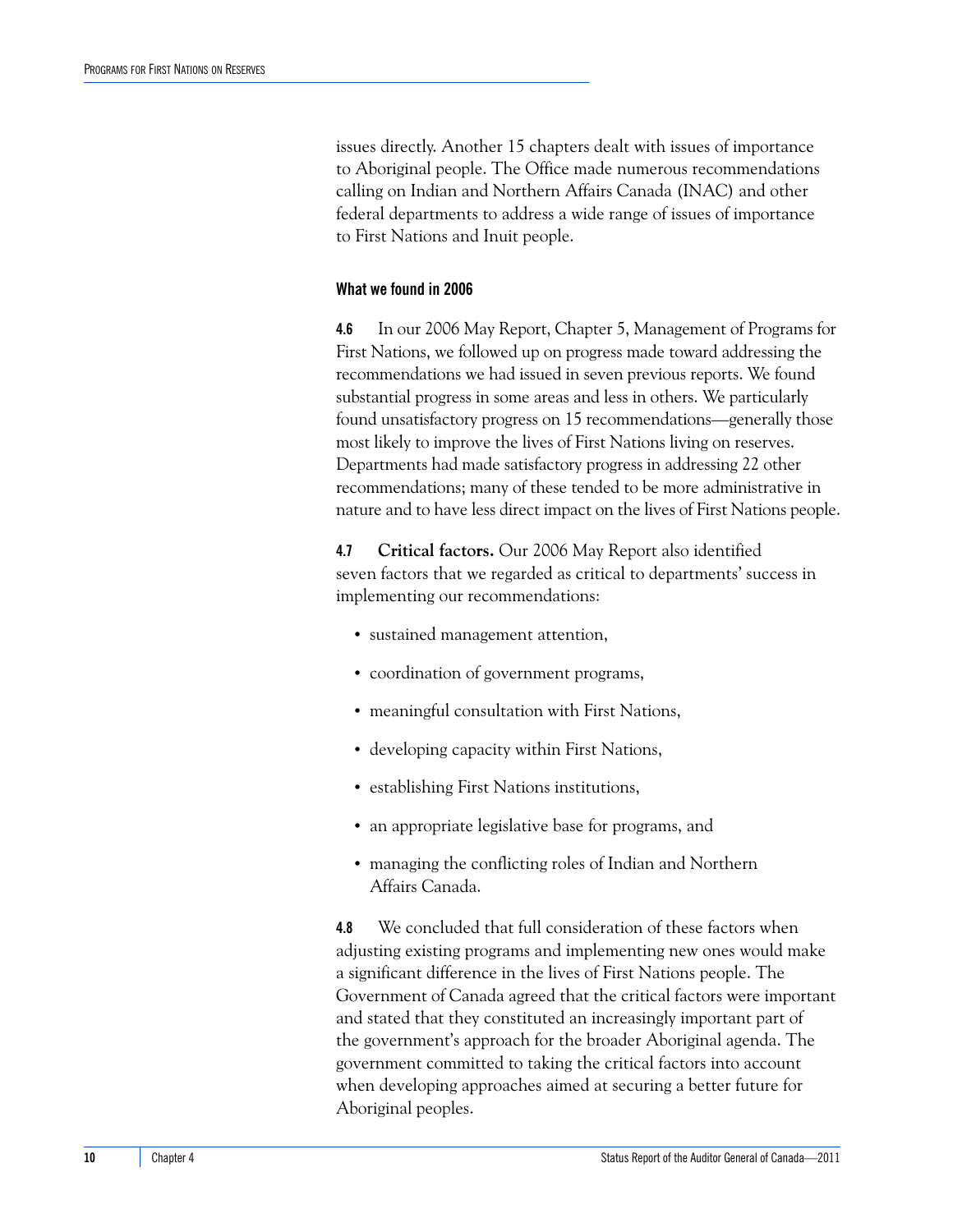issues directly. Another 15 chapters dealt with issues of importance to Aboriginal people. The Office made numerous recommendations calling on Indian and Northern Affairs Canada (INAC) and other federal departments to address a wide range of issues of importance to First Nations and Inuit people.

### What we found in 2006

**4.6** In our 2006 May Report, Chapter 5, Management of Programs for First Nations, we followed up on progress made toward addressing the recommendations we had issued in seven previous reports. We found substantial progress in some areas and less in others. We particularly found unsatisfactory progress on 15 recommendations—generally those most likely to improve the lives of First Nations living on reserves. Departments had made satisfactory progress in addressing 22 other recommendations; many of these tended to be more administrative in nature and to have less direct impact on the lives of First Nations people.

**4.7** **Critical factors.** Our 2006 May Report also identified seven factors that we regarded as critical to departments' success in implementing our recommendations:

- sustained management attention,
- coordination of government programs,
- meaningful consultation with First Nations,
- developing capacity within First Nations,
- establishing First Nations institutions,
- an appropriate legislative base for programs, and
- managing the conflicting roles of Indian and Northern Affairs Canada.

**4.8** We concluded that full consideration of these factors when adjusting existing programs and implementing new ones would make a significant difference in the lives of First Nations people. The Government of Canada agreed that the critical factors were important and stated that they constituted an increasingly important part of the government's approach for the broader Aboriginal agenda. The government committed to taking the critical factors into account when developing approaches aimed at securing a better future for Aboriginal peoples.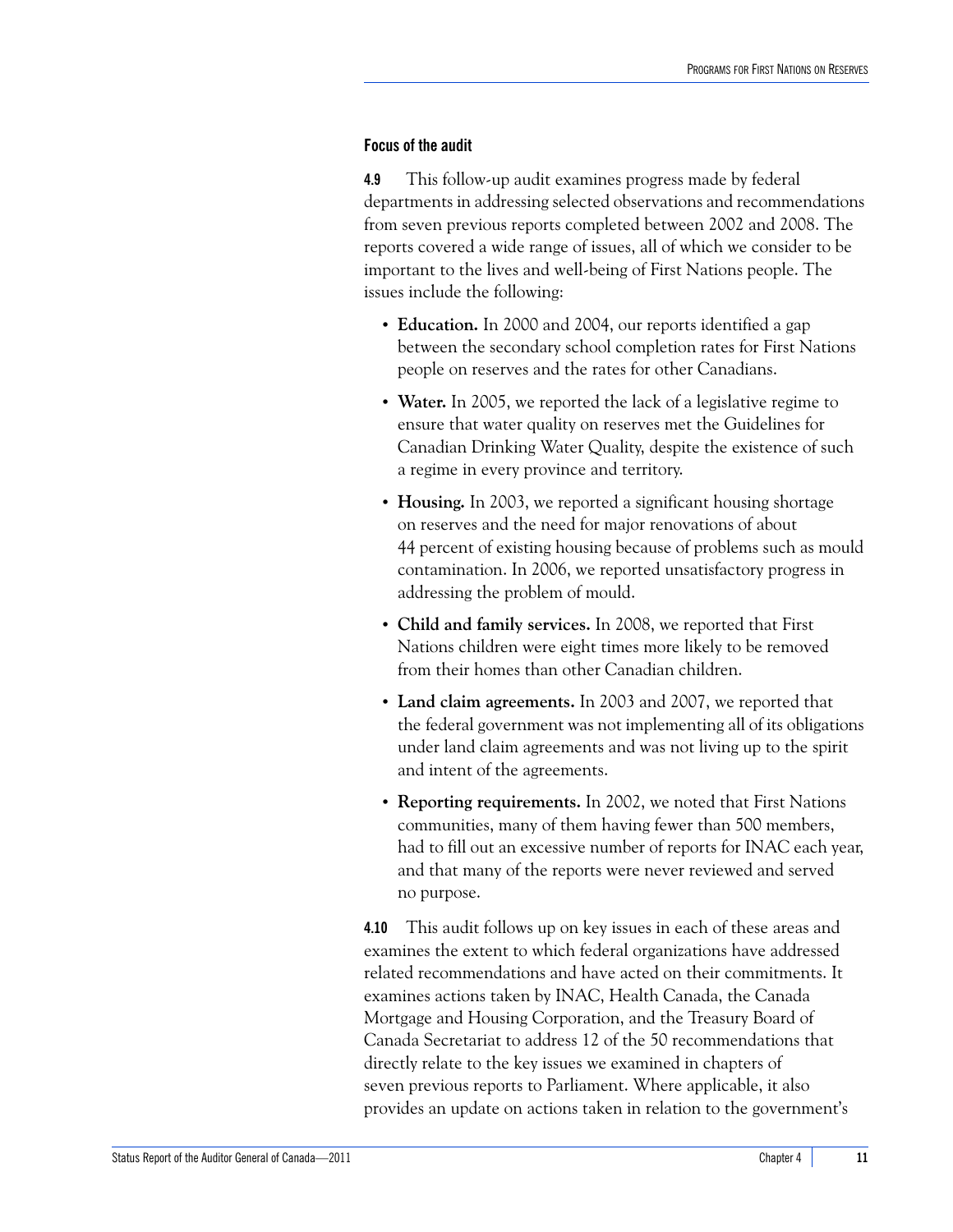### Focus of the audit

**4.9** This follow-up audit examines progress made by federal departments in addressing selected observations and recommendations from seven previous reports completed between 2002 and 2008. The reports covered a wide range of issues, all of which we consider to be important to the lives and well-being of First Nations people. The issues include the following:

- **Education.** In 2000 and 2004, our reports identified a gap between the secondary school completion rates for First Nations people on reserves and the rates for other Canadians.
- **Water.** In 2005, we reported the lack of a legislative regime to ensure that water quality on reserves met the Guidelines for Canadian Drinking Water Quality, despite the existence of such a regime in every province and territory.
- **Housing.** In 2003, we reported a significant housing shortage on reserves and the need for major renovations of about 44 percent of existing housing because of problems such as mould contamination. In 2006, we reported unsatisfactory progress in addressing the problem of mould.
- **Child and family services.** In 2008, we reported that First Nations children were eight times more likely to be removed from their homes than other Canadian children.
- **Land claim agreements.** In 2003 and 2007, we reported that the federal government was not implementing all of its obligations under land claim agreements and was not living up to the spirit and intent of the agreements.
- **Reporting requirements.** In 2002, we noted that First Nations communities, many of them having fewer than 500 members, had to fill out an excessive number of reports for INAC each year, and that many of the reports were never reviewed and served no purpose.

**4.10** This audit follows up on key issues in each of these areas and examines the extent to which federal organizations have addressed related recommendations and have acted on their commitments. It examines actions taken by INAC, Health Canada, the Canada Mortgage and Housing Corporation, and the Treasury Board of Canada Secretariat to address 12 of the 50 recommendations that directly relate to the key issues we examined in chapters of seven previous reports to Parliament. Where applicable, it also provides an update on actions taken in relation to the government's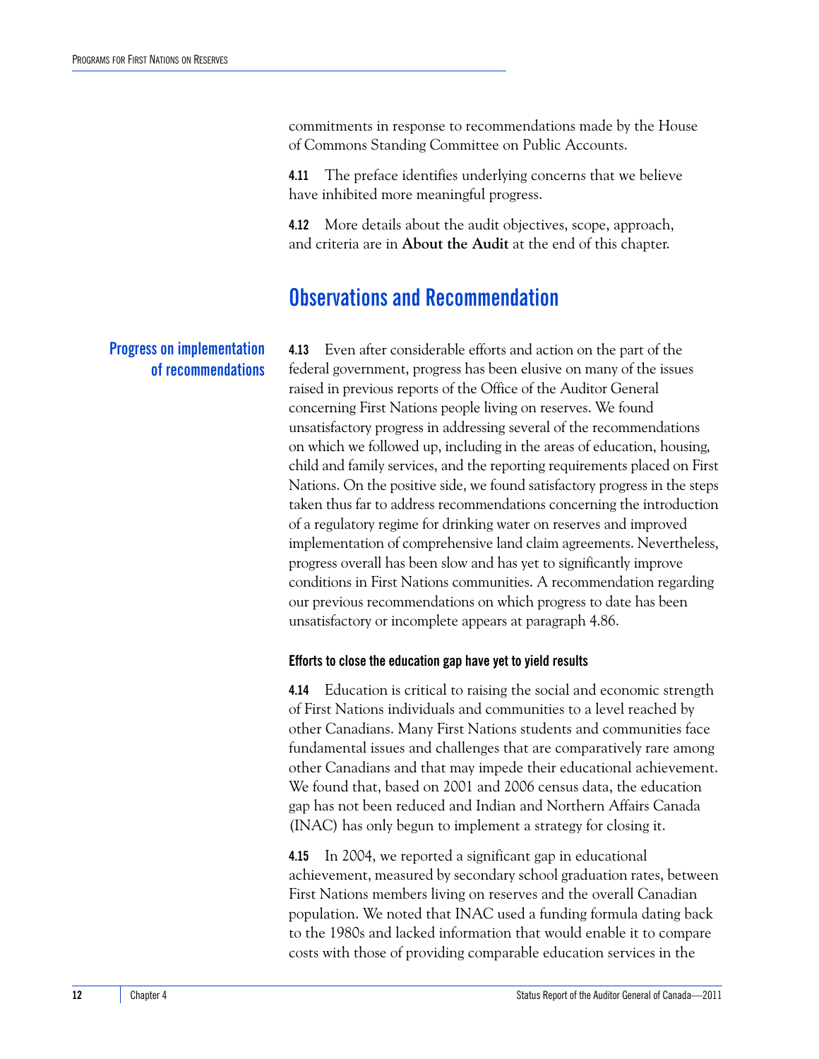commitments in response to recommendations made by the House of Commons Standing Committee on Public Accounts.

**4.11** The preface identifies underlying concerns that we believe have inhibited more meaningful progress.

**4.12** More details about the audit objectives, scope, approach, and criteria are in **About the Audit** at the end of this chapter.

## Observations and Recommendation

### Progress on implementation of recommendations

**4.13** Even after considerable efforts and action on the part of the federal government, progress has been elusive on many of the issues raised in previous reports of the Office of the Auditor General concerning First Nations people living on reserves. We found unsatisfactory progress in addressing several of the recommendations on which we followed up, including in the areas of education, housing, child and family services, and the reporting requirements placed on First Nations. On the positive side, we found satisfactory progress in the steps taken thus far to address recommendations concerning the introduction of a regulatory regime for drinking water on reserves and improved implementation of comprehensive land claim agreements. Nevertheless, progress overall has been slow and has yet to significantly improve conditions in First Nations communities. A recommendation regarding our previous recommendations on which progress to date has been unsatisfactory or incomplete appears at paragraph 4.86.

#### Efforts to close the education gap have yet to yield results

**4.14** Education is critical to raising the social and economic strength of First Nations individuals and communities to a level reached by other Canadians. Many First Nations students and communities face fundamental issues and challenges that are comparatively rare among other Canadians and that may impede their educational achievement. We found that, based on 2001 and 2006 census data, the education gap has not been reduced and Indian and Northern Affairs Canada (INAC) has only begun to implement a strategy for closing it.

**4.15** In 2004, we reported a significant gap in educational achievement, measured by secondary school graduation rates, between First Nations members living on reserves and the overall Canadian population. We noted that INAC used a funding formula dating back to the 1980s and lacked information that would enable it to compare costs with those of providing comparable education services in the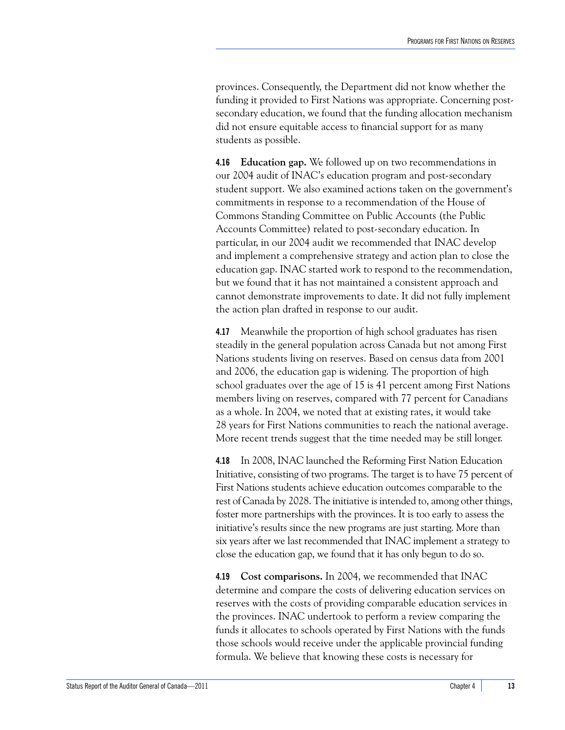provinces. Consequently, the Department did not know whether the funding it provided to First Nations was appropriate. Concerning post-secondary education, we found that the funding allocation mechanism did not ensure equitable access to financial support for as many students as possible.

**4.16 Education gap.** We followed up on two recommendations in our 2004 audit of INAC's education program and post-secondary student support. We also examined actions taken on the government's commitments in response to a recommendation of the House of Commons Standing Committee on Public Accounts (the Public Accounts Committee) related to post-secondary education. In particular, in our 2004 audit we recommended that INAC develop and implement a comprehensive strategy and action plan to close the education gap. INAC started work to respond to the recommendation, but we found that it has not maintained a consistent approach and cannot demonstrate improvements to date. It did not fully implement the action plan drafted in response to our audit.

**4.17** Meanwhile the proportion of high school graduates has risen steadily in the general population across Canada but not among First Nations students living on reserves. Based on census data from 2001 and 2006, the education gap is widening. The proportion of high school graduates over the age of 15 is 41 percent among First Nations members living on reserves, compared with 77 percent for Canadians as a whole. In 2004, we noted that at existing rates, it would take 28 years for First Nations communities to reach the national average. More recent trends suggest that the time needed may be still longer.

**4.18** In 2008, INAC launched the Reforming First Nation Education Initiative, consisting of two programs. The target is to have 75 percent of First Nations students achieve education outcomes comparable to the rest of Canada by 2028. The initiative is intended to, among other things, foster more partnerships with the provinces. It is too early to assess the initiative's results since the new programs are just starting. More than six years after we last recommended that INAC implement a strategy to close the education gap, we found that it has only begun to do so.

**4.19 Cost comparisons.** In 2004, we recommended that INAC determine and compare the costs of delivering education services on reserves with the costs of providing comparable education services in the provinces. INAC undertook to perform a review comparing the funds it allocates to schools operated by First Nations with the funds those schools would receive under the applicable provincial funding formula. We believe that knowing these costs is necessary for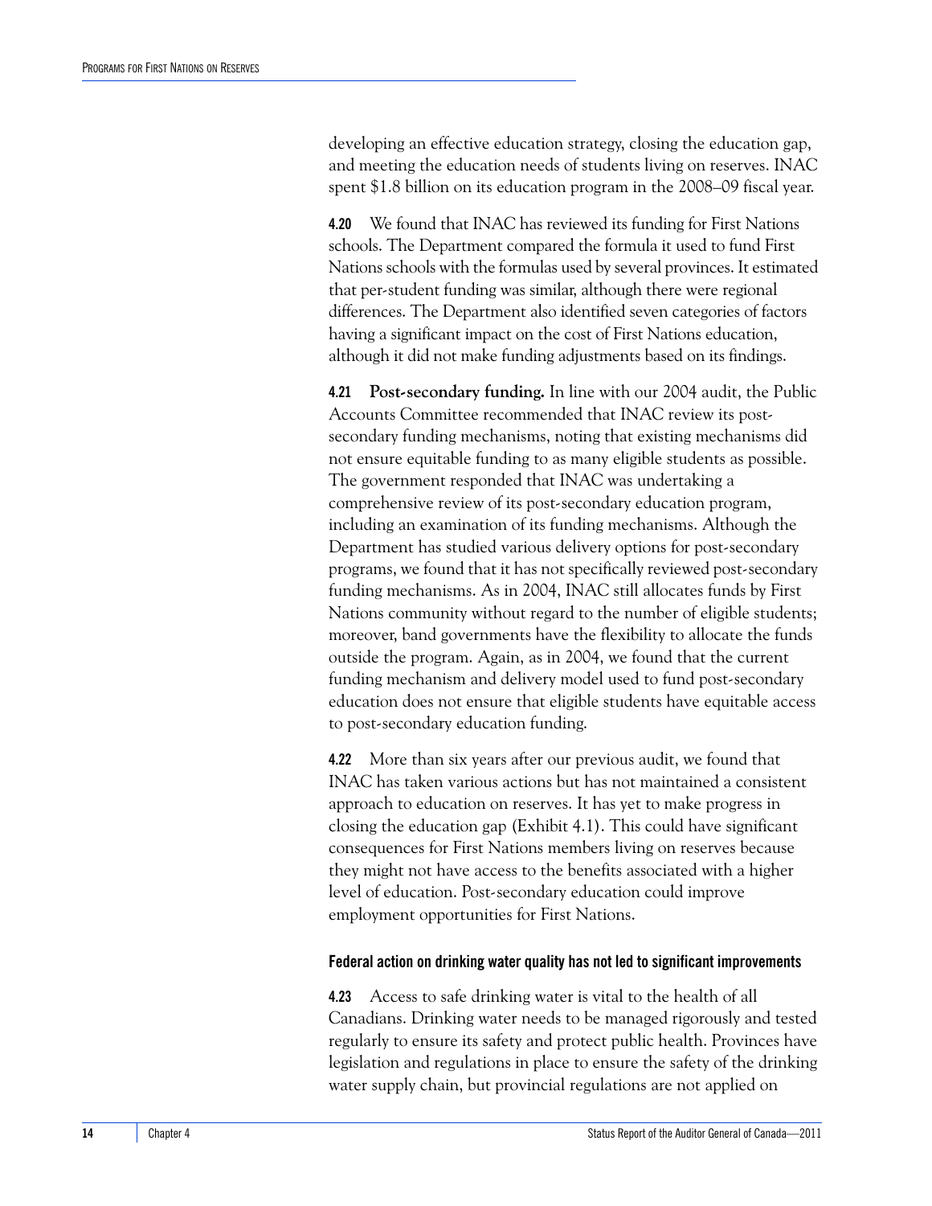developing an effective education strategy, closing the education gap, and meeting the education needs of students living on reserves. INAC spent $1.8 billion on its education program in the 2008–09 fiscal year.

**4.20** We found that INAC has reviewed its funding for First Nations schools. The Department compared the formula it used to fund First Nations schools with the formulas used by several provinces. It estimated that per-student funding was similar, although there were regional differences. The Department also identified seven categories of factors having a significant impact on the cost of First Nations education, although it did not make funding adjustments based on its findings.

**4.21** **Post-secondary funding.** In line with our 2004 audit, the Public Accounts Committee recommended that INAC review its post-secondary funding mechanisms, noting that existing mechanisms did not ensure equitable funding to as many eligible students as possible. The government responded that INAC was undertaking a comprehensive review of its post-secondary education program, including an examination of its funding mechanisms. Although the Department has studied various delivery options for post-secondary programs, we found that it has not specifically reviewed post-secondary funding mechanisms. As in 2004, INAC still allocates funds by First Nations community without regard to the number of eligible students; moreover, band governments have the flexibility to allocate the funds outside the program. Again, as in 2004, we found that the current funding mechanism and delivery model used to fund post-secondary education does not ensure that eligible students have equitable access to post-secondary education funding.

**4.22** More than six years after our previous audit, we found that INAC has taken various actions but has not maintained a consistent approach to education on reserves. It has yet to make progress in closing the education gap (Exhibit 4.1). This could have significant consequences for First Nations members living on reserves because they might not have access to the benefits associated with a higher level of education. Post-secondary education could improve employment opportunities for First Nations.

### Federal action on drinking water quality has not led to significant improvements

**4.23** Access to safe drinking water is vital to the health of all Canadians. Drinking water needs to be managed rigorously and tested regularly to ensure its safety and protect public health. Provinces have legislation and regulations in place to ensure the safety of the drinking water supply chain, but provincial regulations are not applied on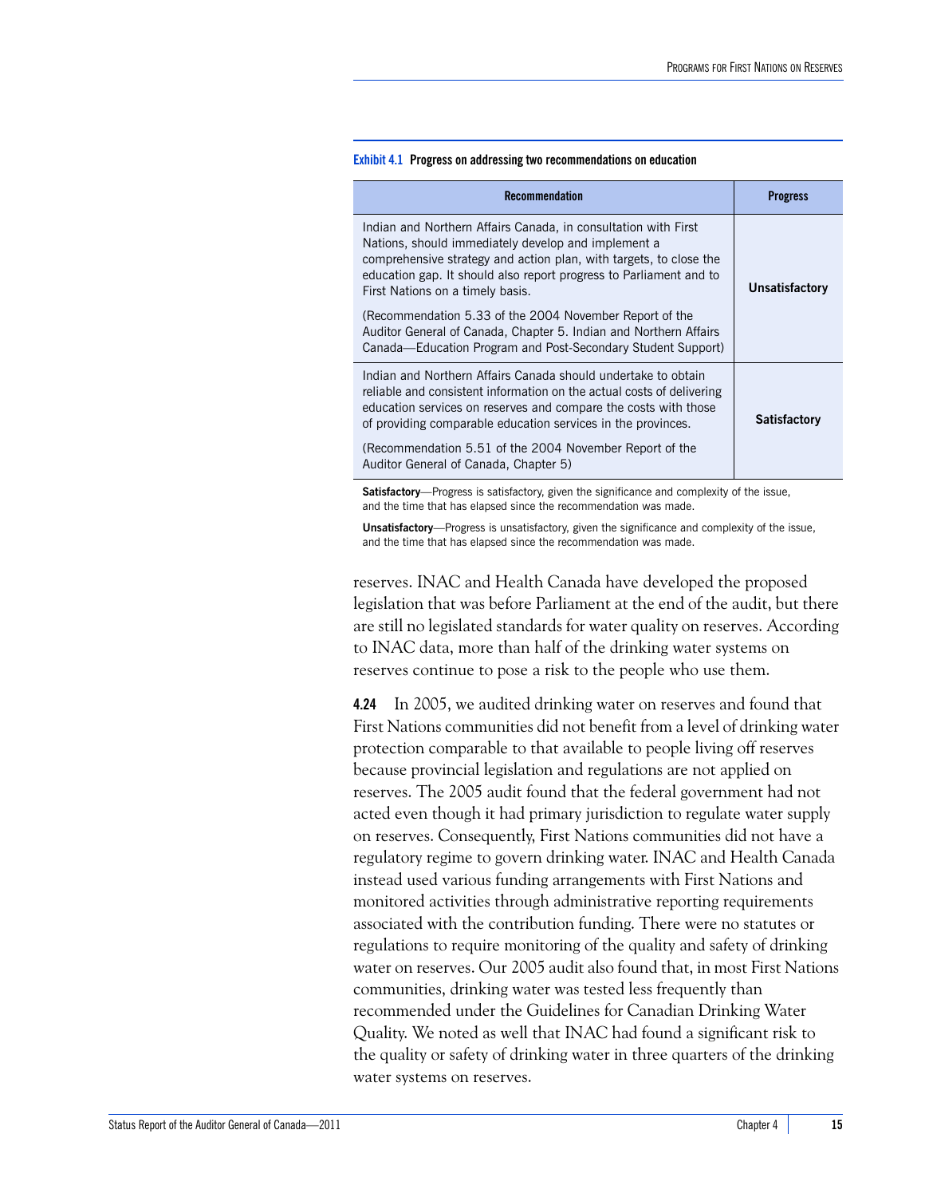**Exhibit 4.1 Progress on addressing two recommendations on education**

| Recommendation | Progress |
|---|---|
| Indian and Northern Affairs Canada, in consultation with First Nations, should immediately develop and implement a comprehensive strategy and action plan, with targets, to close the education gap. It should also report progress to Parliament and to First Nations on a timely basis. (Recommendation 5.33 of the 2004 November Report of the Auditor General of Canada, Chapter 5. Indian and Northern Affairs Canada—Education Program and Post-Secondary Student Support) | **Unsatisfactory** |
| Indian and Northern Affairs Canada should undertake to obtain reliable and consistent information on the actual costs of delivering education services on reserves and compare the costs with those of providing comparable education services in the provinces. (Recommendation 5.51 of the 2004 November Report of the Auditor General of Canada, Chapter 5) | **Satisfactory** |

**Satisfactory**—Progress is satisfactory, given the significance and complexity of the issue, and the time that has elapsed since the recommendation was made.

**Unsatisfactory**—Progress is unsatisfactory, given the significance and complexity of the issue, and the time that has elapsed since the recommendation was made.

reserves. INAC and Health Canada have developed the proposed legislation that was before Parliament at the end of the audit, but there are still no legislated standards for water quality on reserves. According to INAC data, more than half of the drinking water systems on reserves continue to pose a risk to the people who use them.

**4.24** In 2005, we audited drinking water on reserves and found that First Nations communities did not benefit from a level of drinking water protection comparable to that available to people living off reserves because provincial legislation and regulations are not applied on reserves. The 2005 audit found that the federal government had not acted even though it had primary jurisdiction to regulate water supply on reserves. Consequently, First Nations communities did not have a regulatory regime to govern drinking water. INAC and Health Canada instead used various funding arrangements with First Nations and monitored activities through administrative reporting requirements associated with the contribution funding. There were no statutes or regulations to require monitoring of the quality and safety of drinking water on reserves. Our 2005 audit also found that, in most First Nations communities, drinking water was tested less frequently than recommended under the Guidelines for Canadian Drinking Water Quality. We noted as well that INAC had found a significant risk to the quality or safety of drinking water in three quarters of the drinking water systems on reserves.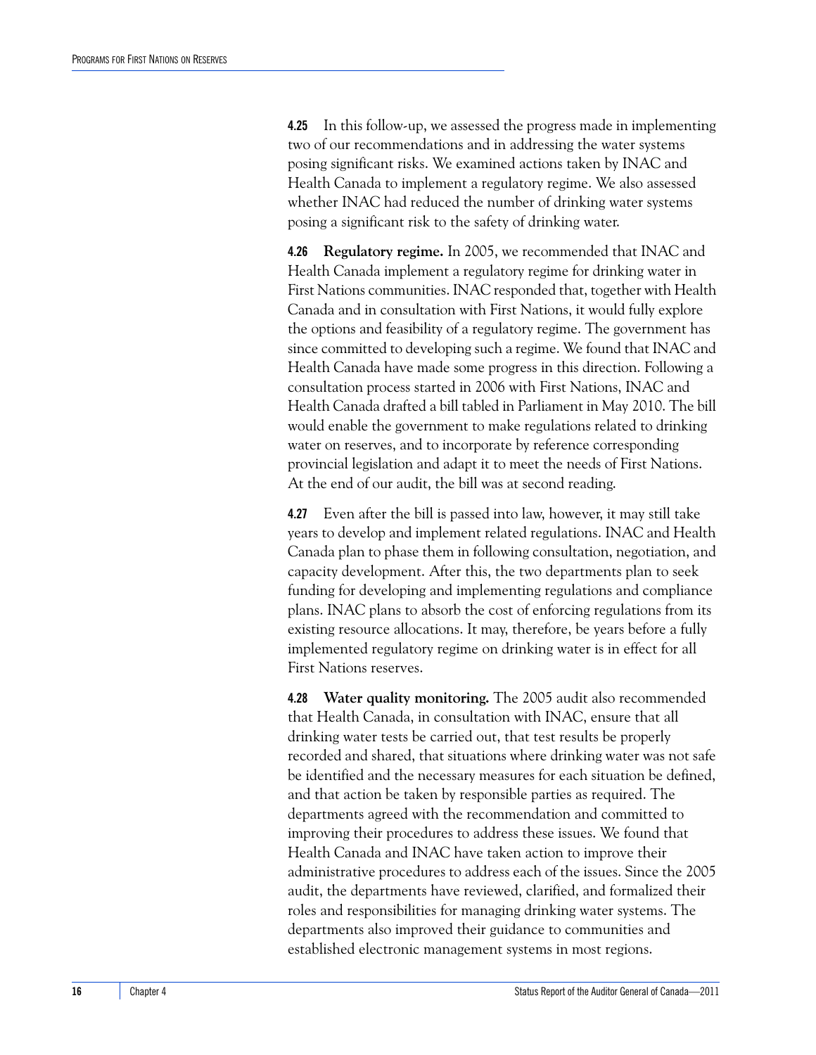**4.25** In this follow-up, we assessed the progress made in implementing two of our recommendations and in addressing the water systems posing significant risks. We examined actions taken by INAC and Health Canada to implement a regulatory regime. We also assessed whether INAC had reduced the number of drinking water systems posing a significant risk to the safety of drinking water.

**4.26** **Regulatory regime.** In 2005, we recommended that INAC and Health Canada implement a regulatory regime for drinking water in First Nations communities. INAC responded that, together with Health Canada and in consultation with First Nations, it would fully explore the options and feasibility of a regulatory regime. The government has since committed to developing such a regime. We found that INAC and Health Canada have made some progress in this direction. Following a consultation process started in 2006 with First Nations, INAC and Health Canada drafted a bill tabled in Parliament in May 2010. The bill would enable the government to make regulations related to drinking water on reserves, and to incorporate by reference corresponding provincial legislation and adapt it to meet the needs of First Nations. At the end of our audit, the bill was at second reading.

**4.27** Even after the bill is passed into law, however, it may still take years to develop and implement related regulations. INAC and Health Canada plan to phase them in following consultation, negotiation, and capacity development. After this, the two departments plan to seek funding for developing and implementing regulations and compliance plans. INAC plans to absorb the cost of enforcing regulations from its existing resource allocations. It may, therefore, be years before a fully implemented regulatory regime on drinking water is in effect for all First Nations reserves.

**4.28** **Water quality monitoring.** The 2005 audit also recommended that Health Canada, in consultation with INAC, ensure that all drinking water tests be carried out, that test results be properly recorded and shared, that situations where drinking water was not safe be identified and the necessary measures for each situation be defined, and that action be taken by responsible parties as required. The departments agreed with the recommendation and committed to improving their procedures to address these issues. We found that Health Canada and INAC have taken action to improve their administrative procedures to address each of the issues. Since the 2005 audit, the departments have reviewed, clarified, and formalized their roles and responsibilities for managing drinking water systems. The departments also improved their guidance to communities and established electronic management systems in most regions.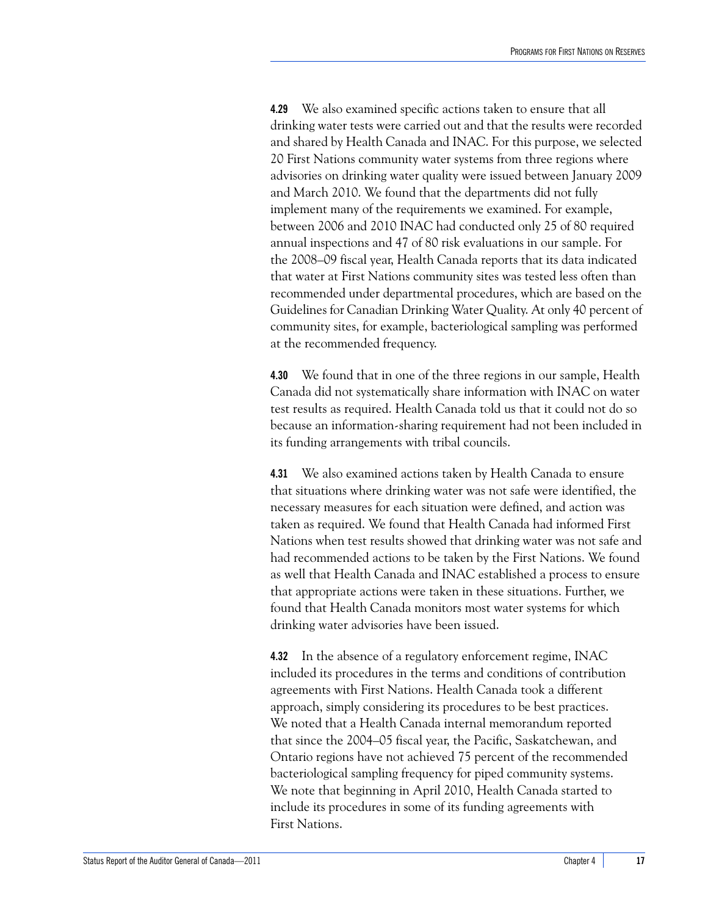**4.29** We also examined specific actions taken to ensure that all drinking water tests were carried out and that the results were recorded and shared by Health Canada and INAC. For this purpose, we selected 20 First Nations community water systems from three regions where advisories on drinking water quality were issued between January 2009 and March 2010. We found that the departments did not fully implement many of the requirements we examined. For example, between 2006 and 2010 INAC had conducted only 25 of 80 required annual inspections and 47 of 80 risk evaluations in our sample. For the 2008–09 fiscal year, Health Canada reports that its data indicated that water at First Nations community sites was tested less often than recommended under departmental procedures, which are based on the Guidelines for Canadian Drinking Water Quality. At only 40 percent of community sites, for example, bacteriological sampling was performed at the recommended frequency.

**4.30** We found that in one of the three regions in our sample, Health Canada did not systematically share information with INAC on water test results as required. Health Canada told us that it could not do so because an information-sharing requirement had not been included in its funding arrangements with tribal councils.

**4.31** We also examined actions taken by Health Canada to ensure that situations where drinking water was not safe were identified, the necessary measures for each situation were defined, and action was taken as required. We found that Health Canada had informed First Nations when test results showed that drinking water was not safe and had recommended actions to be taken by the First Nations. We found as well that Health Canada and INAC established a process to ensure that appropriate actions were taken in these situations. Further, we found that Health Canada monitors most water systems for which drinking water advisories have been issued.

**4.32** In the absence of a regulatory enforcement regime, INAC included its procedures in the terms and conditions of contribution agreements with First Nations. Health Canada took a different approach, simply considering its procedures to be best practices. We noted that a Health Canada internal memorandum reported that since the 2004–05 fiscal year, the Pacific, Saskatchewan, and Ontario regions have not achieved 75 percent of the recommended bacteriological sampling frequency for piped community systems. We note that beginning in April 2010, Health Canada started to include its procedures in some of its funding agreements with First Nations.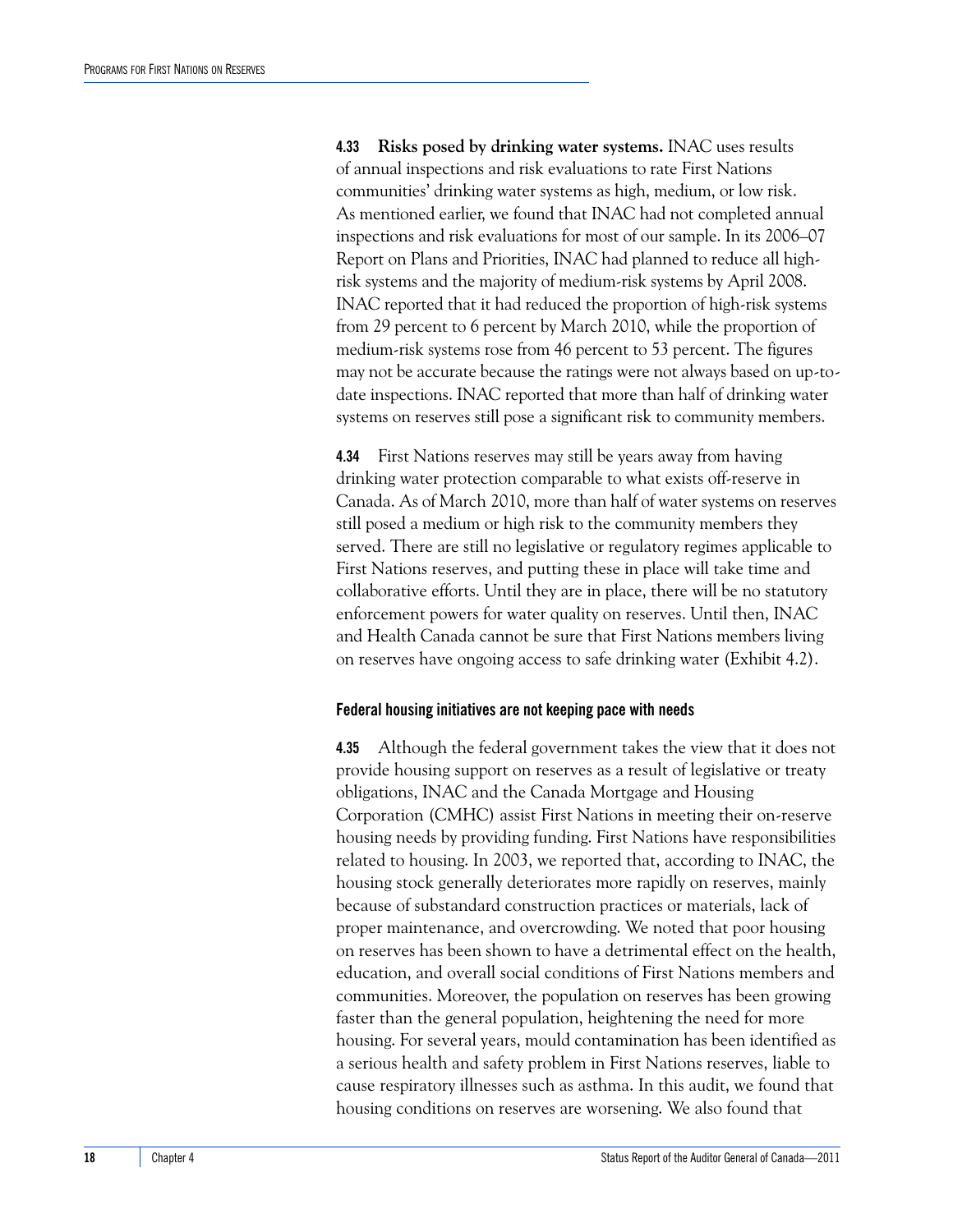**4.33 Risks posed by drinking water systems.** INAC uses results of annual inspections and risk evaluations to rate First Nations communities' drinking water systems as high, medium, or low risk. As mentioned earlier, we found that INAC had not completed annual inspections and risk evaluations for most of our sample. In its 2006–07 Report on Plans and Priorities, INAC had planned to reduce all high-risk systems and the majority of medium-risk systems by April 2008. INAC reported that it had reduced the proportion of high-risk systems from 29 percent to 6 percent by March 2010, while the proportion of medium-risk systems rose from 46 percent to 53 percent. The figures may not be accurate because the ratings were not always based on up-to-date inspections. INAC reported that more than half of drinking water systems on reserves still pose a significant risk to community members.

**4.34** First Nations reserves may still be years away from having drinking water protection comparable to what exists off-reserve in Canada. As of March 2010, more than half of water systems on reserves still posed a medium or high risk to the community members they served. There are still no legislative or regulatory regimes applicable to First Nations reserves, and putting these in place will take time and collaborative efforts. Until they are in place, there will be no statutory enforcement powers for water quality on reserves. Until then, INAC and Health Canada cannot be sure that First Nations members living on reserves have ongoing access to safe drinking water (Exhibit 4.2).

### Federal housing initiatives are not keeping pace with needs

**4.35** Although the federal government takes the view that it does not provide housing support on reserves as a result of legislative or treaty obligations, INAC and the Canada Mortgage and Housing Corporation (CMHC) assist First Nations in meeting their on-reserve housing needs by providing funding. First Nations have responsibilities related to housing. In 2003, we reported that, according to INAC, the housing stock generally deteriorates more rapidly on reserves, mainly because of substandard construction practices or materials, lack of proper maintenance, and overcrowding. We noted that poor housing on reserves has been shown to have a detrimental effect on the health, education, and overall social conditions of First Nations members and communities. Moreover, the population on reserves has been growing faster than the general population, heightening the need for more housing. For several years, mould contamination has been identified as a serious health and safety problem in First Nations reserves, liable to cause respiratory illnesses such as asthma. In this audit, we found that housing conditions on reserves are worsening. We also found that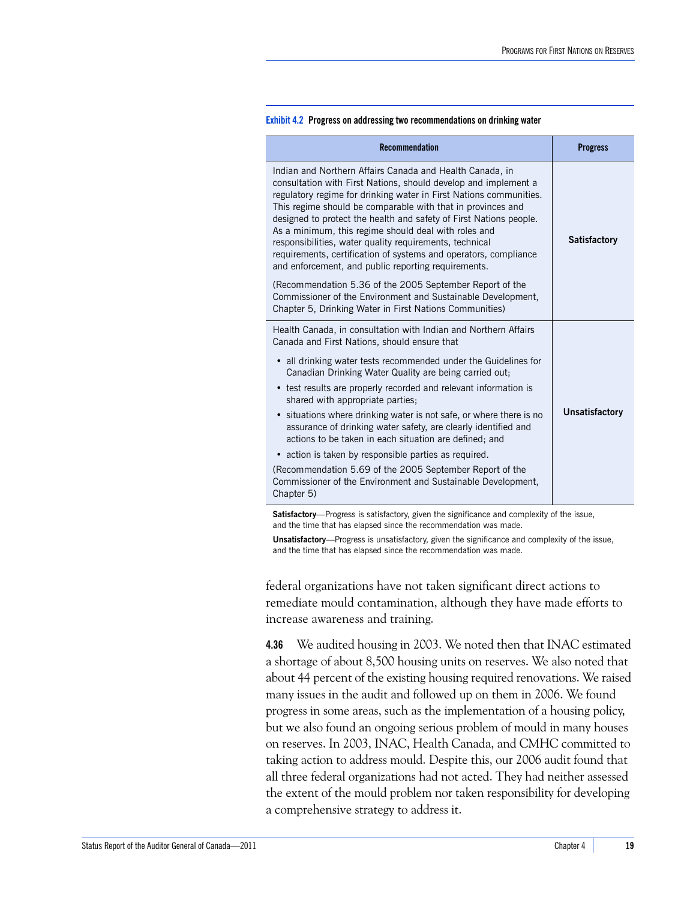**Exhibit 4.2 Progress on addressing two recommendations on drinking water**

| Recommendation | Progress |
|---|---|
| Indian and Northern Affairs Canada and Health Canada, in consultation with First Nations, should develop and implement a regulatory regime for drinking water in First Nations communities. This regime should be comparable with that in provinces and designed to protect the health and safety of First Nations people. As a minimum, this regime should deal with roles and responsibilities, water quality requirements, technical requirements, certification of systems and operators, compliance and enforcement, and public reporting requirements.<br><br>(Recommendation 5.36 of the 2005 September Report of the Commissioner of the Environment and Sustainable Development, Chapter 5, Drinking Water in First Nations Communities) | **Satisfactory** |
| Health Canada, in consultation with Indian and Northern Affairs Canada and First Nations, should ensure that<br><br>• all drinking water tests recommended under the Guidelines for Canadian Drinking Water Quality are being carried out;<br>• test results are properly recorded and relevant information is shared with appropriate parties;<br>• situations where drinking water is not safe, or where there is no assurance of drinking water safety, are clearly identified and actions to be taken in each situation are defined; and<br>• action is taken by responsible parties as required.<br><br>(Recommendation 5.69 of the 2005 September Report of the Commissioner of the Environment and Sustainable Development, Chapter 5) | **Unsatisfactory** |

**Satisfactory**—Progress is satisfactory, given the significance and complexity of the issue, and the time that has elapsed since the recommendation was made.

**Unsatisfactory**—Progress is unsatisfactory, given the significance and complexity of the issue, and the time that has elapsed since the recommendation was made.

federal organizations have not taken significant direct actions to remediate mould contamination, although they have made efforts to increase awareness and training.

**4.36** We audited housing in 2003. We noted then that INAC estimated a shortage of about 8,500 housing units on reserves. We also noted that about 44 percent of the existing housing required renovations. We raised many issues in the audit and followed up on them in 2006. We found progress in some areas, such as the implementation of a housing policy, but we also found an ongoing serious problem of mould in many houses on reserves. In 2003, INAC, Health Canada, and CMHC committed to taking action to address mould. Despite this, our 2006 audit found that all three federal organizations had not acted. They had neither assessed the extent of the mould problem nor taken responsibility for developing a comprehensive strategy to address it.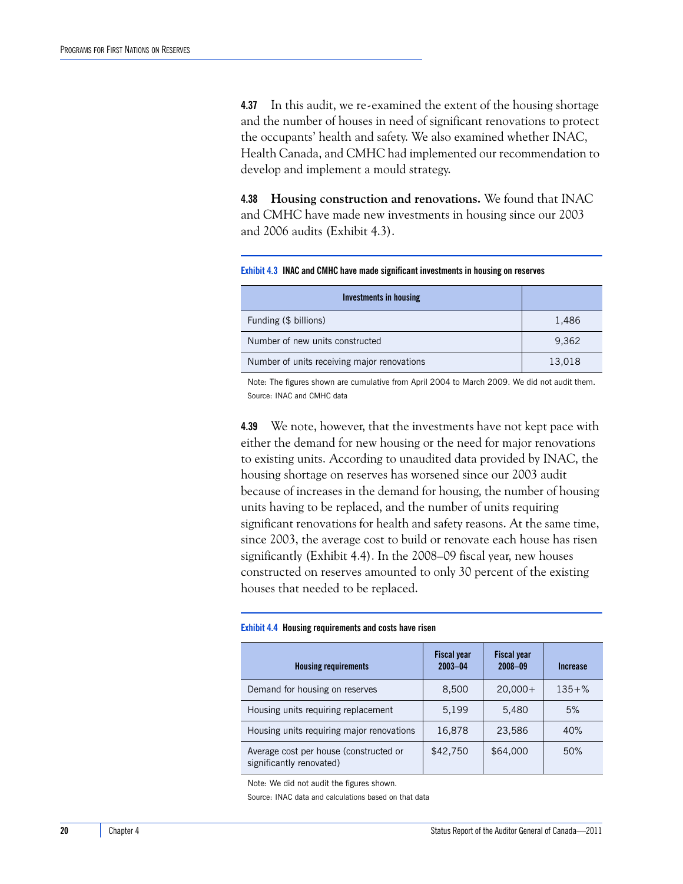**4.37** In this audit, we re-examined the extent of the housing shortage and the number of houses in need of significant renovations to protect the occupants' health and safety. We also examined whether INAC, Health Canada, and CMHC had implemented our recommendation to develop and implement a mould strategy.

**4.38 Housing construction and renovations.** We found that INAC and CMHC have made new investments in housing since our 2003 and 2006 audits (Exhibit 4.3).

**Exhibit 4.3 INAC and CMHC have made significant investments in housing on reserves**

| Investments in housing | |
|---|---|
| Funding ($ billions) | 1,486 |
| Number of new units constructed | 9,362 |
| Number of units receiving major renovations | 13,018 |

Note: The figures shown are cumulative from April 2004 to March 2009. We did not audit them.
Source: INAC and CMHC data

**4.39** We note, however, that the investments have not kept pace with either the demand for new housing or the need for major renovations to existing units. According to unaudited data provided by INAC, the housing shortage on reserves has worsened since our 2003 audit because of increases in the demand for housing, the number of housing units having to be replaced, and the number of units requiring significant renovations for health and safety reasons. At the same time, since 2003, the average cost to build or renovate each house has risen significantly (Exhibit 4.4). In the 2008–09 fiscal year, new houses constructed on reserves amounted to only 30 percent of the existing houses that needed to be replaced.

**Exhibit 4.4 Housing requirements and costs have risen**

| Housing requirements | Fiscal year 2003–04 | Fiscal year 2008–09 | Increase |
|---|---|---|---|
| Demand for housing on reserves | 8,500 | 20,000+ | 135+% |
| Housing units requiring replacement | 5,199 | 5,480 | 5% |
| Housing units requiring major renovations | 16,878 | 23,586 | 40% |
| Average cost per house (constructed or significantly renovated) | $42,750 | $64,000 | 50% |

Note: We did not audit the figures shown.

Source: INAC data and calculations based on that data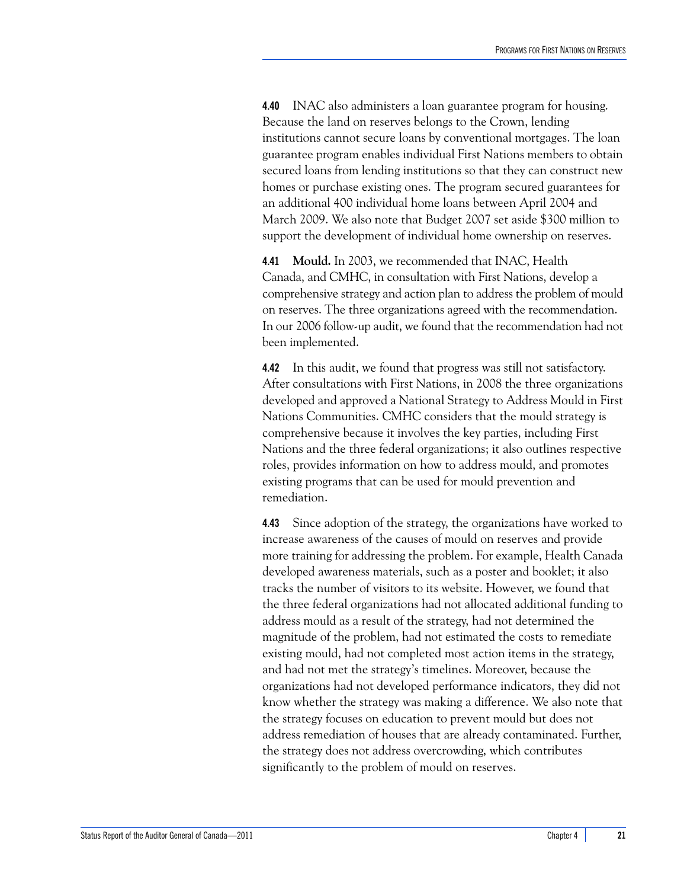**4.40** INAC also administers a loan guarantee program for housing. Because the land on reserves belongs to the Crown, lending institutions cannot secure loans by conventional mortgages. The loan guarantee program enables individual First Nations members to obtain secured loans from lending institutions so that they can construct new homes or purchase existing ones. The program secured guarantees for an additional 400 individual home loans between April 2004 and March 2009. We also note that Budget 2007 set aside $300 million to support the development of individual home ownership on reserves.

**4.41** **Mould.** In 2003, we recommended that INAC, Health Canada, and CMHC, in consultation with First Nations, develop a comprehensive strategy and action plan to address the problem of mould on reserves. The three organizations agreed with the recommendation. In our 2006 follow-up audit, we found that the recommendation had not been implemented.

**4.42** In this audit, we found that progress was still not satisfactory. After consultations with First Nations, in 2008 the three organizations developed and approved a National Strategy to Address Mould in First Nations Communities. CMHC considers that the mould strategy is comprehensive because it involves the key parties, including First Nations and the three federal organizations; it also outlines respective roles, provides information on how to address mould, and promotes existing programs that can be used for mould prevention and remediation.

**4.43** Since adoption of the strategy, the organizations have worked to increase awareness of the causes of mould on reserves and provide more training for addressing the problem. For example, Health Canada developed awareness materials, such as a poster and booklet; it also tracks the number of visitors to its website. However, we found that the three federal organizations had not allocated additional funding to address mould as a result of the strategy, had not determined the magnitude of the problem, had not estimated the costs to remediate existing mould, had not completed most action items in the strategy, and had not met the strategy's timelines. Moreover, because the organizations had not developed performance indicators, they did not know whether the strategy was making a difference. We also note that the strategy focuses on education to prevent mould but does not address remediation of houses that are already contaminated. Further, the strategy does not address overcrowding, which contributes significantly to the problem of mould on reserves.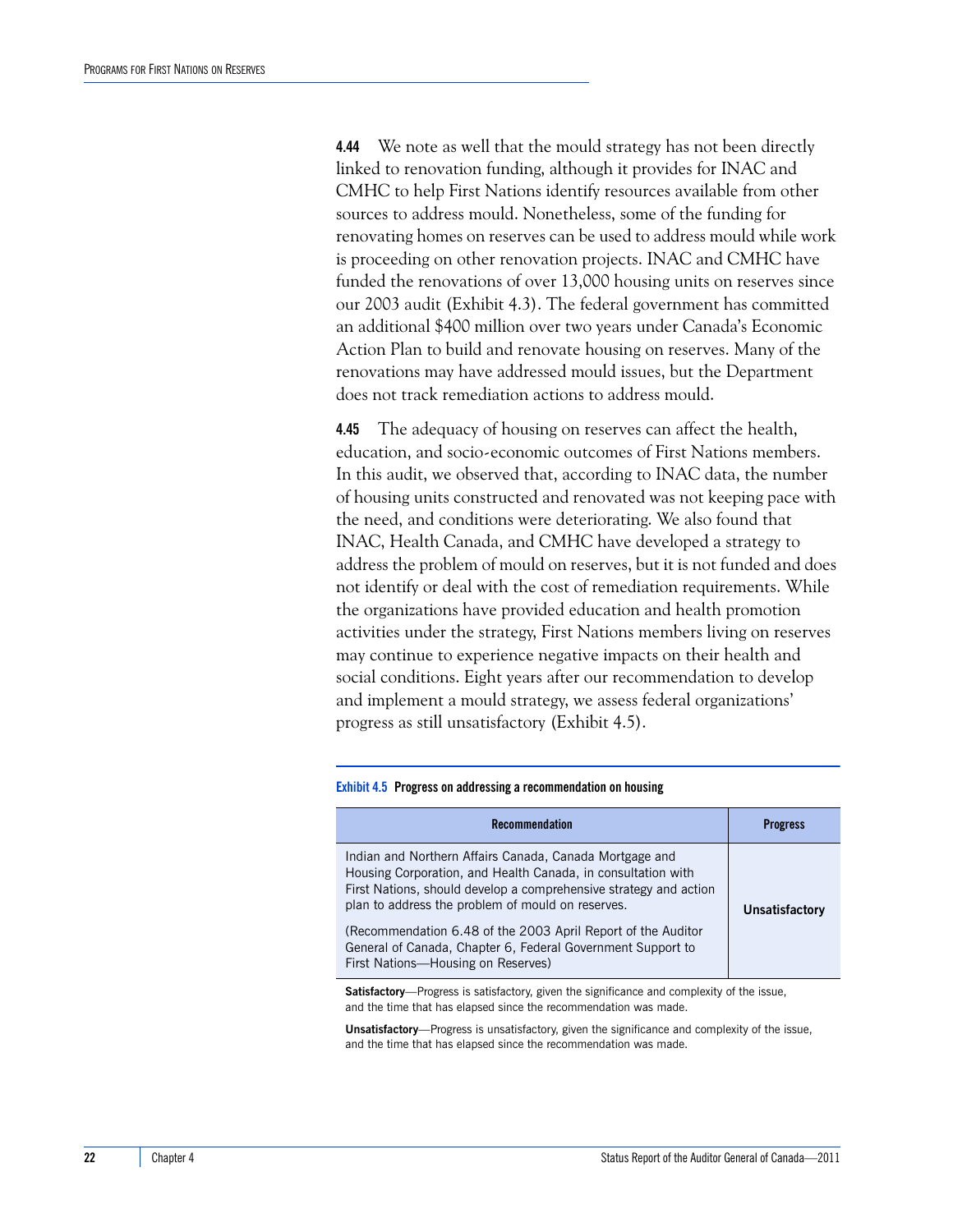**4.44** We note as well that the mould strategy has not been directly linked to renovation funding, although it provides for INAC and CMHC to help First Nations identify resources available from other sources to address mould. Nonetheless, some of the funding for renovating homes on reserves can be used to address mould while work is proceeding on other renovation projects. INAC and CMHC have funded the renovations of over 13,000 housing units on reserves since our 2003 audit (Exhibit 4.3). The federal government has committed an additional $400 million over two years under Canada's Economic Action Plan to build and renovate housing on reserves. Many of the renovations may have addressed mould issues, but the Department does not track remediation actions to address mould.

**4.45** The adequacy of housing on reserves can affect the health, education, and socio-economic outcomes of First Nations members. In this audit, we observed that, according to INAC data, the number of housing units constructed and renovated was not keeping pace with the need, and conditions were deteriorating. We also found that INAC, Health Canada, and CMHC have developed a strategy to address the problem of mould on reserves, but it is not funded and does not identify or deal with the cost of remediation requirements. While the organizations have provided education and health promotion activities under the strategy, First Nations members living on reserves may continue to experience negative impacts on their health and social conditions. Eight years after our recommendation to develop and implement a mould strategy, we assess federal organizations' progress as still unsatisfactory (Exhibit 4.5).

**Exhibit 4.5 Progress on addressing a recommendation on housing**

| Recommendation | Progress |
|---|---|
| Indian and Northern Affairs Canada, Canada Mortgage and Housing Corporation, and Health Canada, in consultation with First Nations, should develop a comprehensive strategy and action plan to address the problem of mould on reserves.<br><br>(Recommendation 6.48 of the 2003 April Report of the Auditor General of Canada, Chapter 6, Federal Government Support to First Nations—Housing on Reserves) | Unsatisfactory |

**Satisfactory**—Progress is satisfactory, given the significance and complexity of the issue, and the time that has elapsed since the recommendation was made.

**Unsatisfactory**—Progress is unsatisfactory, given the significance and complexity of the issue, and the time that has elapsed since the recommendation was made.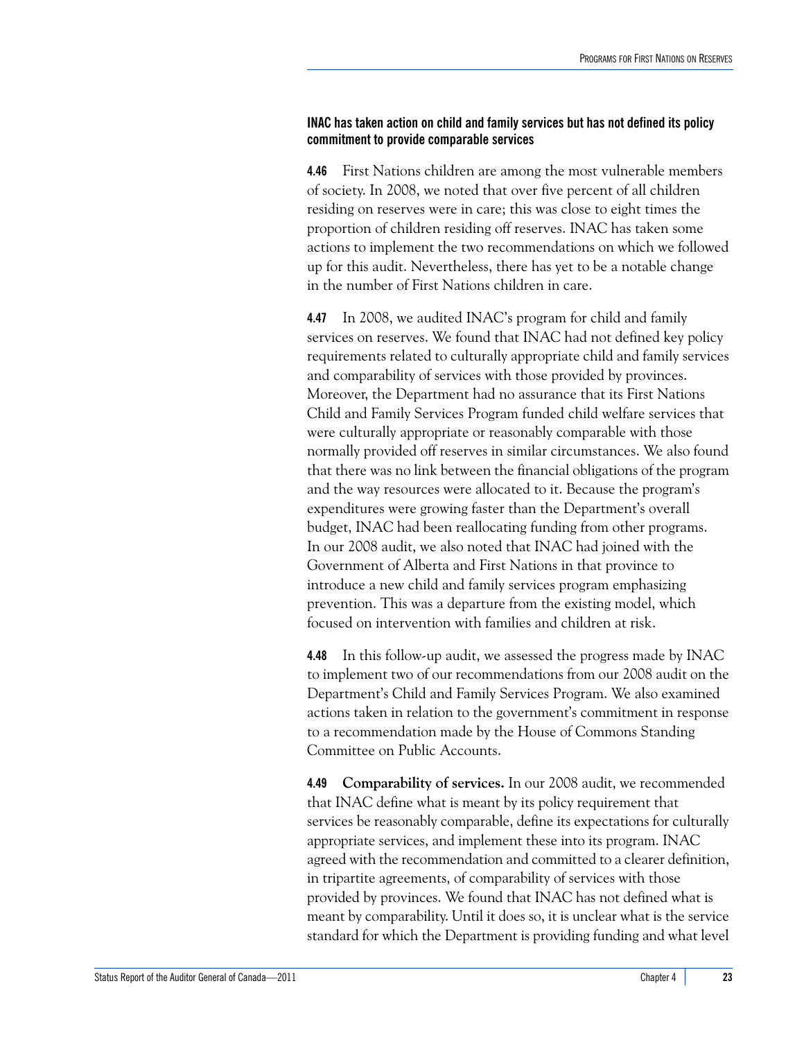### INAC has taken action on child and family services but has not defined its policy commitment to provide comparable services

**4.46** First Nations children are among the most vulnerable members of society. In 2008, we noted that over five percent of all children residing on reserves were in care; this was close to eight times the proportion of children residing off reserves. INAC has taken some actions to implement the two recommendations on which we followed up for this audit. Nevertheless, there has yet to be a notable change in the number of First Nations children in care.

**4.47** In 2008, we audited INAC's program for child and family services on reserves. We found that INAC had not defined key policy requirements related to culturally appropriate child and family services and comparability of services with those provided by provinces. Moreover, the Department had no assurance that its First Nations Child and Family Services Program funded child welfare services that were culturally appropriate or reasonably comparable with those normally provided off reserves in similar circumstances. We also found that there was no link between the financial obligations of the program and the way resources were allocated to it. Because the program's expenditures were growing faster than the Department's overall budget, INAC had been reallocating funding from other programs. In our 2008 audit, we also noted that INAC had joined with the Government of Alberta and First Nations in that province to introduce a new child and family services program emphasizing prevention. This was a departure from the existing model, which focused on intervention with families and children at risk.

**4.48** In this follow-up audit, we assessed the progress made by INAC to implement two of our recommendations from our 2008 audit on the Department's Child and Family Services Program. We also examined actions taken in relation to the government's commitment in response to a recommendation made by the House of Commons Standing Committee on Public Accounts.

**4.49** **Comparability of services.** In our 2008 audit, we recommended that INAC define what is meant by its policy requirement that services be reasonably comparable, define its expectations for culturally appropriate services, and implement these into its program. INAC agreed with the recommendation and committed to a clearer definition, in tripartite agreements, of comparability of services with those provided by provinces. We found that INAC has not defined what is meant by comparability. Until it does so, it is unclear what is the service standard for which the Department is providing funding and what level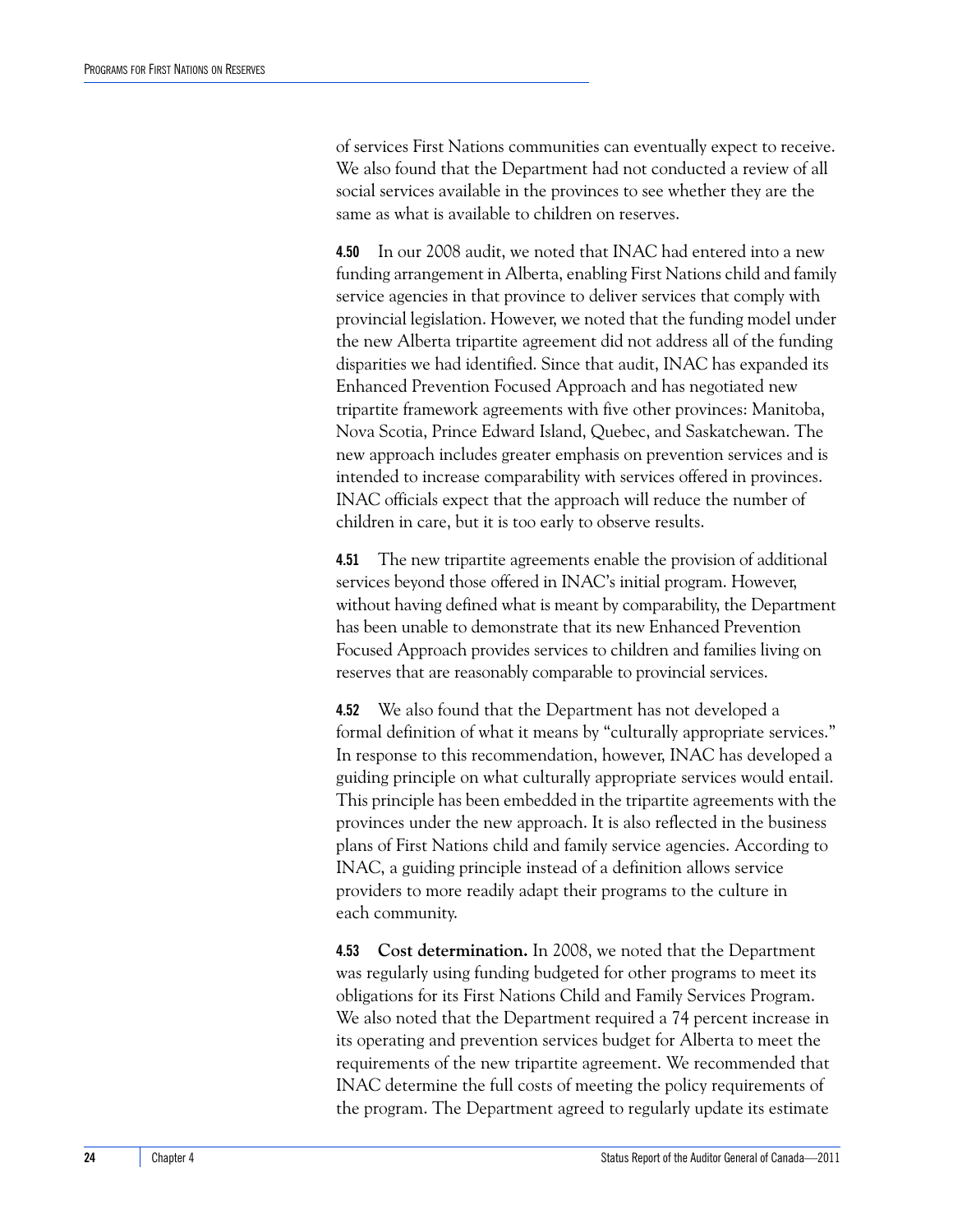of services First Nations communities can eventually expect to receive. We also found that the Department had not conducted a review of all social services available in the provinces to see whether they are the same as what is available to children on reserves.

**4.50** In our 2008 audit, we noted that INAC had entered into a new funding arrangement in Alberta, enabling First Nations child and family service agencies in that province to deliver services that comply with provincial legislation. However, we noted that the funding model under the new Alberta tripartite agreement did not address all of the funding disparities we had identified. Since that audit, INAC has expanded its Enhanced Prevention Focused Approach and has negotiated new tripartite framework agreements with five other provinces: Manitoba, Nova Scotia, Prince Edward Island, Quebec, and Saskatchewan. The new approach includes greater emphasis on prevention services and is intended to increase comparability with services offered in provinces. INAC officials expect that the approach will reduce the number of children in care, but it is too early to observe results.

**4.51** The new tripartite agreements enable the provision of additional services beyond those offered in INAC's initial program. However, without having defined what is meant by comparability, the Department has been unable to demonstrate that its new Enhanced Prevention Focused Approach provides services to children and families living on reserves that are reasonably comparable to provincial services.

**4.52** We also found that the Department has not developed a formal definition of what it means by "culturally appropriate services." In response to this recommendation, however, INAC has developed a guiding principle on what culturally appropriate services would entail. This principle has been embedded in the tripartite agreements with the provinces under the new approach. It is also reflected in the business plans of First Nations child and family service agencies. According to INAC, a guiding principle instead of a definition allows service providers to more readily adapt their programs to the culture in each community.

**4.53** **Cost determination.** In 2008, we noted that the Department was regularly using funding budgeted for other programs to meet its obligations for its First Nations Child and Family Services Program. We also noted that the Department required a 74 percent increase in its operating and prevention services budget for Alberta to meet the requirements of the new tripartite agreement. We recommended that INAC determine the full costs of meeting the policy requirements of the program. The Department agreed to regularly update its estimate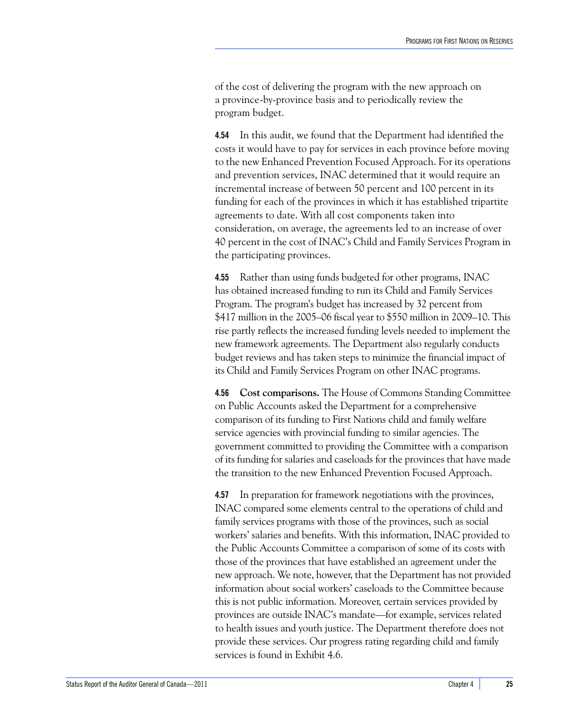of the cost of delivering the program with the new approach on a province-by-province basis and to periodically review the program budget.

**4.54** In this audit, we found that the Department had identified the costs it would have to pay for services in each province before moving to the new Enhanced Prevention Focused Approach. For its operations and prevention services, INAC determined that it would require an incremental increase of between 50 percent and 100 percent in its funding for each of the provinces in which it has established tripartite agreements to date. With all cost components taken into consideration, on average, the agreements led to an increase of over 40 percent in the cost of INAC's Child and Family Services Program in the participating provinces.

**4.55** Rather than using funds budgeted for other programs, INAC has obtained increased funding to run its Child and Family Services Program. The program's budget has increased by 32 percent from $417 million in the 2005–06 fiscal year to $550 million in 2009–10. This rise partly reflects the increased funding levels needed to implement the new framework agreements. The Department also regularly conducts budget reviews and has taken steps to minimize the financial impact of its Child and Family Services Program on other INAC programs.

**4.56** **Cost comparisons.** The House of Commons Standing Committee on Public Accounts asked the Department for a comprehensive comparison of its funding to First Nations child and family welfare service agencies with provincial funding to similar agencies. The government committed to providing the Committee with a comparison of its funding for salaries and caseloads for the provinces that have made the transition to the new Enhanced Prevention Focused Approach.

**4.57** In preparation for framework negotiations with the provinces, INAC compared some elements central to the operations of child and family services programs with those of the provinces, such as social workers' salaries and benefits. With this information, INAC provided to the Public Accounts Committee a comparison of some of its costs with those of the provinces that have established an agreement under the new approach. We note, however, that the Department has not provided information about social workers' caseloads to the Committee because this is not public information. Moreover, certain services provided by provinces are outside INAC's mandate—for example, services related to health issues and youth justice. The Department therefore does not provide these services. Our progress rating regarding child and family services is found in Exhibit 4.6.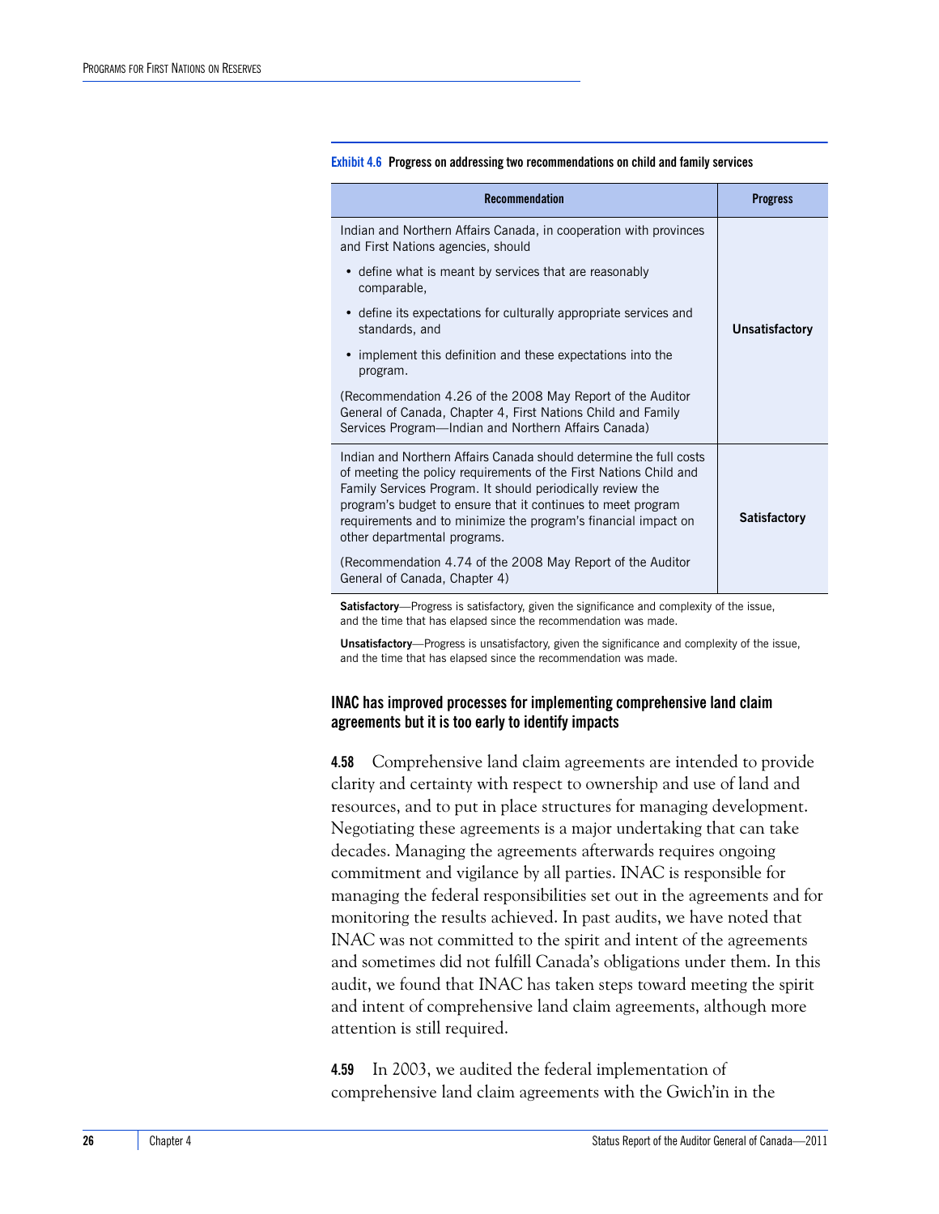**Exhibit 4.6 Progress on addressing two recommendations on child and family services**

| Recommendation | Progress |
|---|---|
| Indian and Northern Affairs Canada, in cooperation with provinces and First Nations agencies, should<br>• define what is meant by services that are reasonably comparable,<br>• define its expectations for culturally appropriate services and standards, and<br>• implement this definition and these expectations into the program.<br>(Recommendation 4.26 of the 2008 May Report of the Auditor General of Canada, Chapter 4, First Nations Child and Family Services Program—Indian and Northern Affairs Canada) | **Unsatisfactory** |
| Indian and Northern Affairs Canada should determine the full costs of meeting the policy requirements of the First Nations Child and Family Services Program. It should periodically review the program's budget to ensure that it continues to meet program requirements and to minimize the program's financial impact on other departmental programs.<br>(Recommendation 4.74 of the 2008 May Report of the Auditor General of Canada, Chapter 4) | **Satisfactory** |

**Satisfactory**—Progress is satisfactory, given the significance and complexity of the issue, and the time that has elapsed since the recommendation was made.

**Unsatisfactory**—Progress is unsatisfactory, given the significance and complexity of the issue, and the time that has elapsed since the recommendation was made.

### INAC has improved processes for implementing comprehensive land claim agreements but it is too early to identify impacts

**4.58** Comprehensive land claim agreements are intended to provide clarity and certainty with respect to ownership and use of land and resources, and to put in place structures for managing development. Negotiating these agreements is a major undertaking that can take decades. Managing the agreements afterwards requires ongoing commitment and vigilance by all parties. INAC is responsible for managing the federal responsibilities set out in the agreements and for monitoring the results achieved. In past audits, we have noted that INAC was not committed to the spirit and intent of the agreements and sometimes did not fulfill Canada's obligations under them. In this audit, we found that INAC has taken steps toward meeting the spirit and intent of comprehensive land claim agreements, although more attention is still required.

**4.59** In 2003, we audited the federal implementation of comprehensive land claim agreements with the Gwich'in in the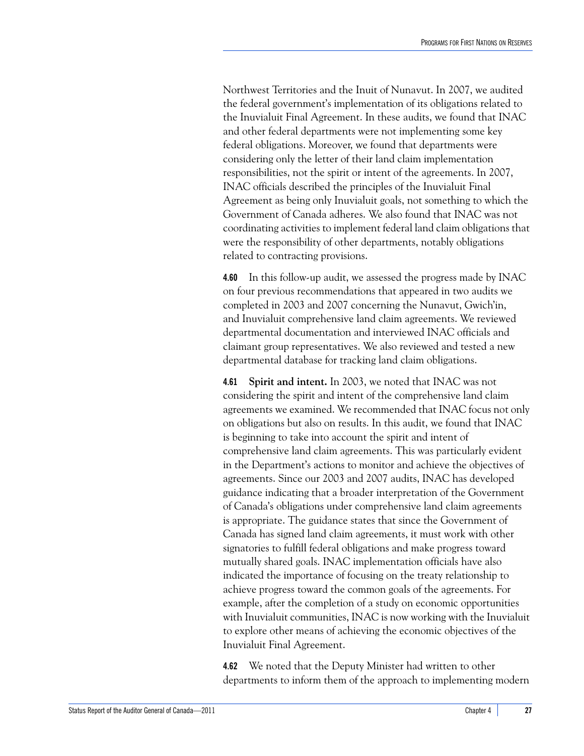Northwest Territories and the Inuit of Nunavut. In 2007, we audited the federal government's implementation of its obligations related to the Inuvialuit Final Agreement. In these audits, we found that INAC and other federal departments were not implementing some key federal obligations. Moreover, we found that departments were considering only the letter of their land claim implementation responsibilities, not the spirit or intent of the agreements. In 2007, INAC officials described the principles of the Inuvialuit Final Agreement as being only Inuvialuit goals, not something to which the Government of Canada adheres. We also found that INAC was not coordinating activities to implement federal land claim obligations that were the responsibility of other departments, notably obligations related to contracting provisions.

**4.60** In this follow-up audit, we assessed the progress made by INAC on four previous recommendations that appeared in two audits we completed in 2003 and 2007 concerning the Nunavut, Gwich'in, and Inuvialuit comprehensive land claim agreements. We reviewed departmental documentation and interviewed INAC officials and claimant group representatives. We also reviewed and tested a new departmental database for tracking land claim obligations.

**4.61** **Spirit and intent.** In 2003, we noted that INAC was not considering the spirit and intent of the comprehensive land claim agreements we examined. We recommended that INAC focus not only on obligations but also on results. In this audit, we found that INAC is beginning to take into account the spirit and intent of comprehensive land claim agreements. This was particularly evident in the Department's actions to monitor and achieve the objectives of agreements. Since our 2003 and 2007 audits, INAC has developed guidance indicating that a broader interpretation of the Government of Canada's obligations under comprehensive land claim agreements is appropriate. The guidance states that since the Government of Canada has signed land claim agreements, it must work with other signatories to fulfill federal obligations and make progress toward mutually shared goals. INAC implementation officials have also indicated the importance of focusing on the treaty relationship to achieve progress toward the common goals of the agreements. For example, after the completion of a study on economic opportunities with Inuvialuit communities, INAC is now working with the Inuvialuit to explore other means of achieving the economic objectives of the Inuvialuit Final Agreement.

**4.62** We noted that the Deputy Minister had written to other departments to inform them of the approach to implementing modern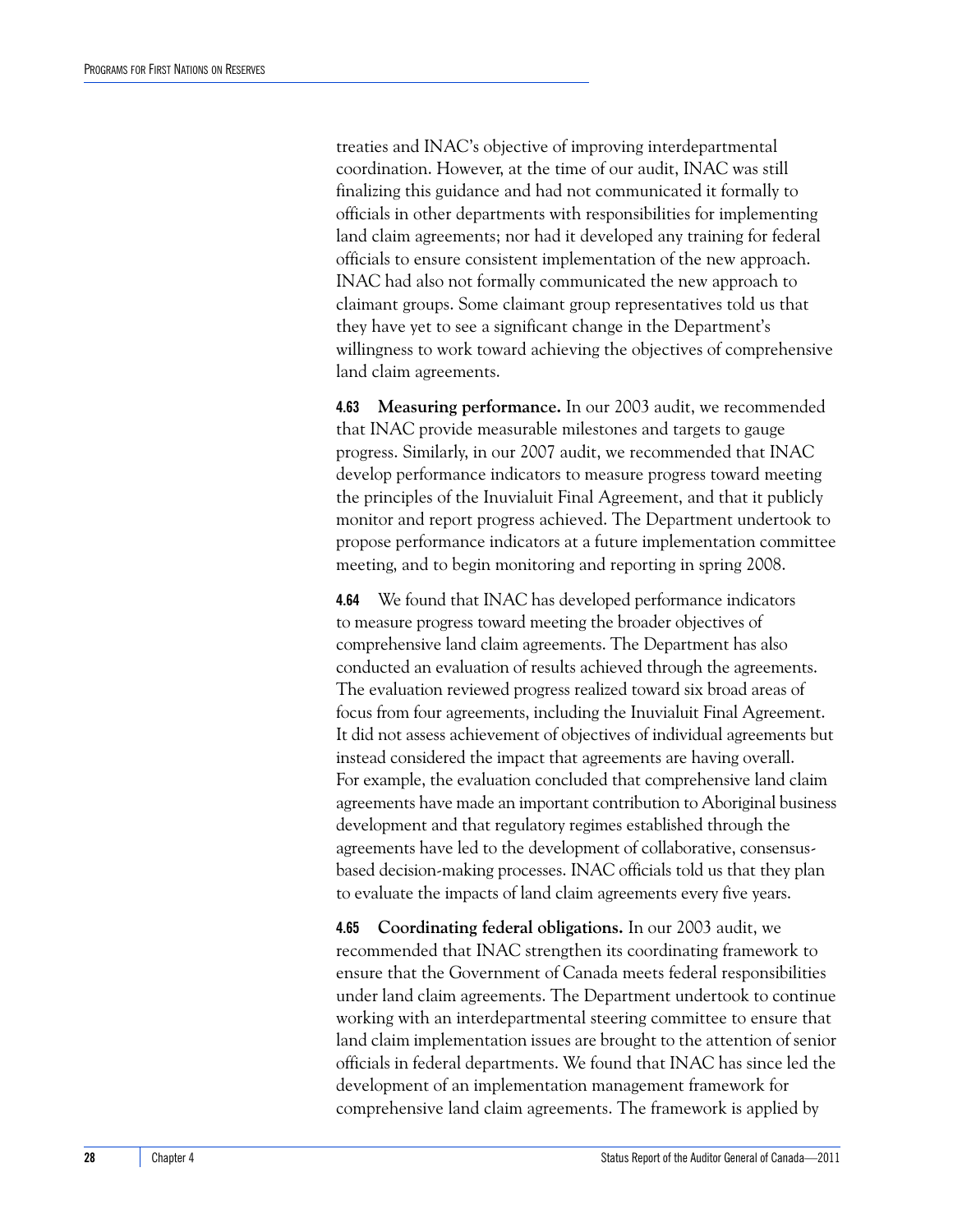treaties and INAC's objective of improving interdepartmental coordination. However, at the time of our audit, INAC was still finalizing this guidance and had not communicated it formally to officials in other departments with responsibilities for implementing land claim agreements; nor had it developed any training for federal officials to ensure consistent implementation of the new approach. INAC had also not formally communicated the new approach to claimant groups. Some claimant group representatives told us that they have yet to see a significant change in the Department's willingness to work toward achieving the objectives of comprehensive land claim agreements.

**4.63 Measuring performance.** In our 2003 audit, we recommended that INAC provide measurable milestones and targets to gauge progress. Similarly, in our 2007 audit, we recommended that INAC develop performance indicators to measure progress toward meeting the principles of the Inuvialuit Final Agreement, and that it publicly monitor and report progress achieved. The Department undertook to propose performance indicators at a future implementation committee meeting, and to begin monitoring and reporting in spring 2008.

**4.64** We found that INAC has developed performance indicators to measure progress toward meeting the broader objectives of comprehensive land claim agreements. The Department has also conducted an evaluation of results achieved through the agreements. The evaluation reviewed progress realized toward six broad areas of focus from four agreements, including the Inuvialuit Final Agreement. It did not assess achievement of objectives of individual agreements but instead considered the impact that agreements are having overall. For example, the evaluation concluded that comprehensive land claim agreements have made an important contribution to Aboriginal business development and that regulatory regimes established through the agreements have led to the development of collaborative, consensus-based decision-making processes. INAC officials told us that they plan to evaluate the impacts of land claim agreements every five years.

**4.65 Coordinating federal obligations.** In our 2003 audit, we recommended that INAC strengthen its coordinating framework to ensure that the Government of Canada meets federal responsibilities under land claim agreements. The Department undertook to continue working with an interdepartmental steering committee to ensure that land claim implementation issues are brought to the attention of senior officials in federal departments. We found that INAC has since led the development of an implementation management framework for comprehensive land claim agreements. The framework is applied by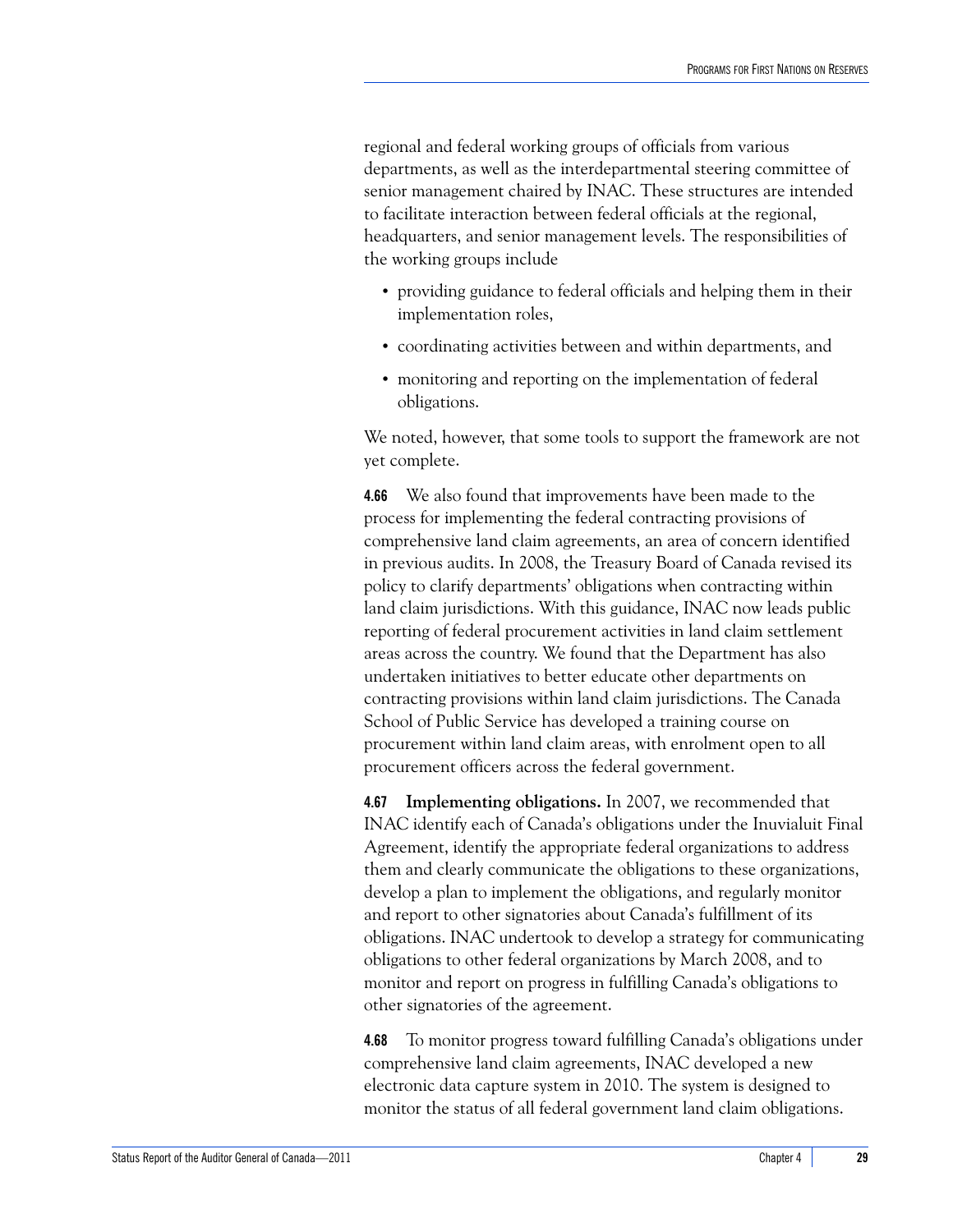regional and federal working groups of officials from various departments, as well as the interdepartmental steering committee of senior management chaired by INAC. These structures are intended to facilitate interaction between federal officials at the regional, headquarters, and senior management levels. The responsibilities of the working groups include

- providing guidance to federal officials and helping them in their implementation roles,
- coordinating activities between and within departments, and
- monitoring and reporting on the implementation of federal obligations.

We noted, however, that some tools to support the framework are not yet complete.

**4.66** We also found that improvements have been made to the process for implementing the federal contracting provisions of comprehensive land claim agreements, an area of concern identified in previous audits. In 2008, the Treasury Board of Canada revised its policy to clarify departments' obligations when contracting within land claim jurisdictions. With this guidance, INAC now leads public reporting of federal procurement activities in land claim settlement areas across the country. We found that the Department has also undertaken initiatives to better educate other departments on contracting provisions within land claim jurisdictions. The Canada School of Public Service has developed a training course on procurement within land claim areas, with enrolment open to all procurement officers across the federal government.

**4.67** **Implementing obligations.** In 2007, we recommended that INAC identify each of Canada's obligations under the Inuvialuit Final Agreement, identify the appropriate federal organizations to address them and clearly communicate the obligations to these organizations, develop a plan to implement the obligations, and regularly monitor and report to other signatories about Canada's fulfillment of its obligations. INAC undertook to develop a strategy for communicating obligations to other federal organizations by March 2008, and to monitor and report on progress in fulfilling Canada's obligations to other signatories of the agreement.

**4.68** To monitor progress toward fulfilling Canada's obligations under comprehensive land claim agreements, INAC developed a new electronic data capture system in 2010. The system is designed to monitor the status of all federal government land claim obligations.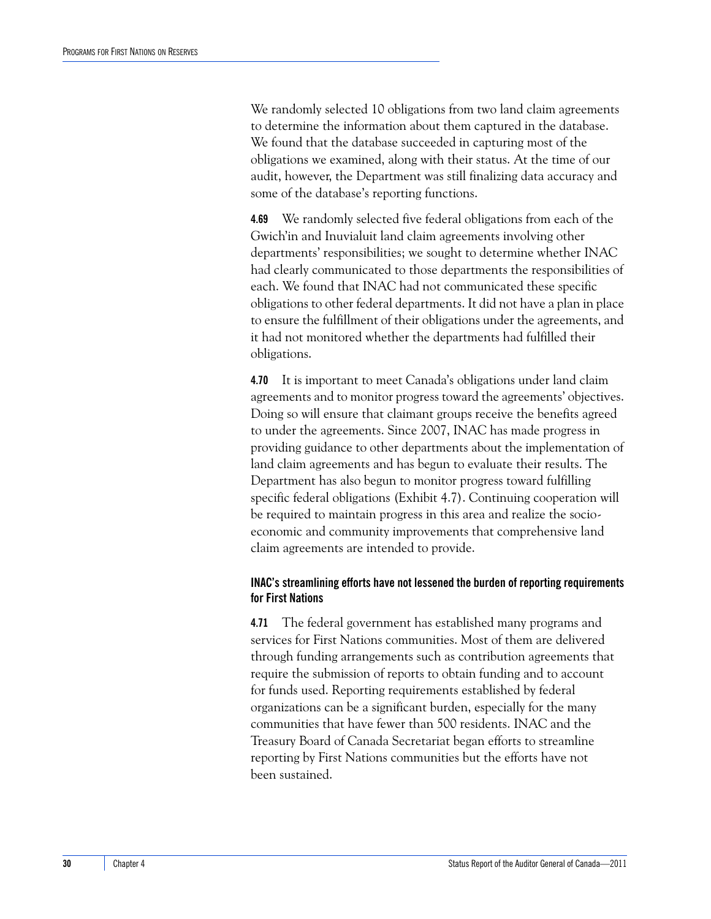We randomly selected 10 obligations from two land claim agreements to determine the information about them captured in the database. We found that the database succeeded in capturing most of the obligations we examined, along with their status. At the time of our audit, however, the Department was still finalizing data accuracy and some of the database's reporting functions.

**4.69** We randomly selected five federal obligations from each of the Gwich'in and Inuvialuit land claim agreements involving other departments' responsibilities; we sought to determine whether INAC had clearly communicated to those departments the responsibilities of each. We found that INAC had not communicated these specific obligations to other federal departments. It did not have a plan in place to ensure the fulfillment of their obligations under the agreements, and it had not monitored whether the departments had fulfilled their obligations.

**4.70** It is important to meet Canada's obligations under land claim agreements and to monitor progress toward the agreements' objectives. Doing so will ensure that claimant groups receive the benefits agreed to under the agreements. Since 2007, INAC has made progress in providing guidance to other departments about the implementation of land claim agreements and has begun to evaluate their results. The Department has also begun to monitor progress toward fulfilling specific federal obligations (Exhibit 4.7). Continuing cooperation will be required to maintain progress in this area and realize the socio-economic and community improvements that comprehensive land claim agreements are intended to provide.

### INAC's streamlining efforts have not lessened the burden of reporting requirements for First Nations

**4.71** The federal government has established many programs and services for First Nations communities. Most of them are delivered through funding arrangements such as contribution agreements that require the submission of reports to obtain funding and to account for funds used. Reporting requirements established by federal organizations can be a significant burden, especially for the many communities that have fewer than 500 residents. INAC and the Treasury Board of Canada Secretariat began efforts to streamline reporting by First Nations communities but the efforts have not been sustained.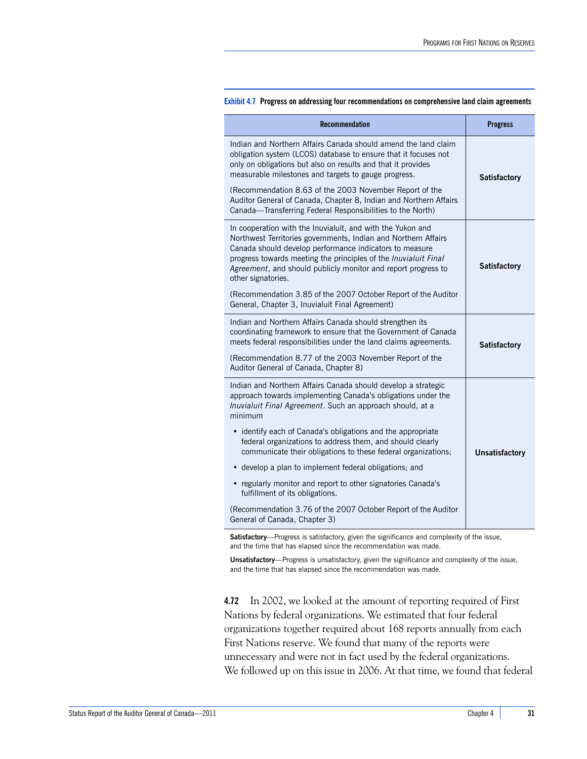**Exhibit 4.7 Progress on addressing four recommendations on comprehensive land claim agreements**

| Recommendation | Progress |
|---|---|
| Indian and Northern Affairs Canada should amend the land claim obligation system (LCOS) database to ensure that it focuses not only on obligations but also on results and that it provides measurable milestones and targets to gauge progress.<br><br>(Recommendation 8.63 of the 2003 November Report of the Auditor General of Canada, Chapter 8, Indian and Northern Affairs Canada—Transferring Federal Responsibilities to the North) | **Satisfactory** |
| In cooperation with the Inuvialuit, and with the Yukon and Northwest Territories governments, Indian and Northern Affairs Canada should develop performance indicators to measure progress towards meeting the principles of the *Inuvialuit Final Agreement*, and should publicly monitor and report progress to other signatories.<br><br>(Recommendation 3.85 of the 2007 October Report of the Auditor General, Chapter 3, Inuvialuit Final Agreement) | **Satisfactory** |
| Indian and Northern Affairs Canada should strengthen its coordinating framework to ensure that the Government of Canada meets federal responsibilities under the land claims agreements.<br><br>(Recommendation 8.77 of the 2003 November Report of the Auditor General of Canada, Chapter 8) | **Satisfactory** |
| Indian and Northern Affairs Canada should develop a strategic approach towards implementing Canada's obligations under the *Inuvialuit Final Agreement*. Such an approach should, at a minimum<br><br>• identify each of Canada's obligations and the appropriate federal organizations to address them, and should clearly communicate their obligations to these federal organizations;<br>• develop a plan to implement federal obligations; and<br>• regularly monitor and report to other signatories Canada's fulfillment of its obligations.<br><br>(Recommendation 3.76 of the 2007 October Report of the Auditor General of Canada, Chapter 3) | **Unsatisfactory** |

**Satisfactory**—Progress is satisfactory, given the significance and complexity of the issue, and the time that has elapsed since the recommendation was made.

**Unsatisfactory**—Progress is unsatisfactory, given the significance and complexity of the issue, and the time that has elapsed since the recommendation was made.

**4.72** In 2002, we looked at the amount of reporting required of First Nations by federal organizations. We estimated that four federal organizations together required about 168 reports annually from each First Nations reserve. We found that many of the reports were unnecessary and were not in fact used by the federal organizations. We followed up on this issue in 2006. At that time, we found that federal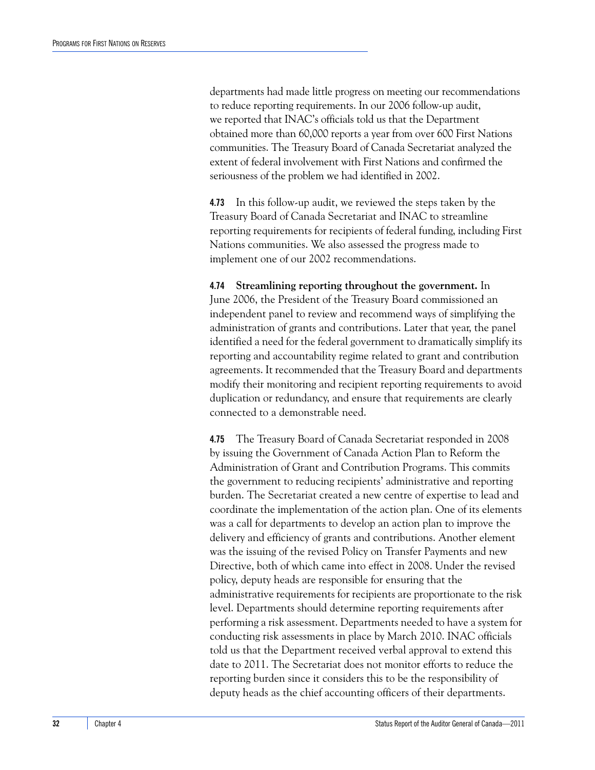departments had made little progress on meeting our recommendations to reduce reporting requirements. In our 2006 follow-up audit, we reported that INAC's officials told us that the Department obtained more than 60,000 reports a year from over 600 First Nations communities. The Treasury Board of Canada Secretariat analyzed the extent of federal involvement with First Nations and confirmed the seriousness of the problem we had identified in 2002.

**4.73** In this follow-up audit, we reviewed the steps taken by the Treasury Board of Canada Secretariat and INAC to streamline reporting requirements for recipients of federal funding, including First Nations communities. We also assessed the progress made to implement one of our 2002 recommendations.

**4.74** **Streamlining reporting throughout the government.** In June 2006, the President of the Treasury Board commissioned an independent panel to review and recommend ways of simplifying the administration of grants and contributions. Later that year, the panel identified a need for the federal government to dramatically simplify its reporting and accountability regime related to grant and contribution agreements. It recommended that the Treasury Board and departments modify their monitoring and recipient reporting requirements to avoid duplication or redundancy, and ensure that requirements are clearly connected to a demonstrable need.

**4.75** The Treasury Board of Canada Secretariat responded in 2008 by issuing the Government of Canada Action Plan to Reform the Administration of Grant and Contribution Programs. This commits the government to reducing recipients' administrative and reporting burden. The Secretariat created a new centre of expertise to lead and coordinate the implementation of the action plan. One of its elements was a call for departments to develop an action plan to improve the delivery and efficiency of grants and contributions. Another element was the issuing of the revised Policy on Transfer Payments and new Directive, both of which came into effect in 2008. Under the revised policy, deputy heads are responsible for ensuring that the administrative requirements for recipients are proportionate to the risk level. Departments should determine reporting requirements after performing a risk assessment. Departments needed to have a system for conducting risk assessments in place by March 2010. INAC officials told us that the Department received verbal approval to extend this date to 2011. The Secretariat does not monitor efforts to reduce the reporting burden since it considers this to be the responsibility of deputy heads as the chief accounting officers of their departments.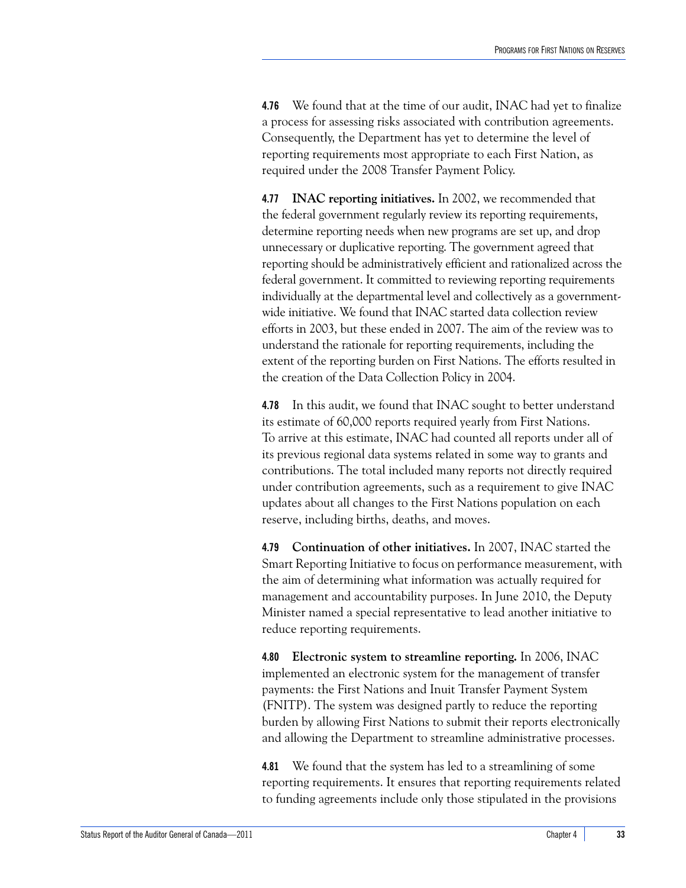**4.76** We found that at the time of our audit, INAC had yet to finalize a process for assessing risks associated with contribution agreements. Consequently, the Department has yet to determine the level of reporting requirements most appropriate to each First Nation, as required under the 2008 Transfer Payment Policy.

**4.77** **INAC reporting initiatives.** In 2002, we recommended that the federal government regularly review its reporting requirements, determine reporting needs when new programs are set up, and drop unnecessary or duplicative reporting. The government agreed that reporting should be administratively efficient and rationalized across the federal government. It committed to reviewing reporting requirements individually at the departmental level and collectively as a government-wide initiative. We found that INAC started data collection review efforts in 2003, but these ended in 2007. The aim of the review was to understand the rationale for reporting requirements, including the extent of the reporting burden on First Nations. The efforts resulted in the creation of the Data Collection Policy in 2004.

**4.78** In this audit, we found that INAC sought to better understand its estimate of 60,000 reports required yearly from First Nations. To arrive at this estimate, INAC had counted all reports under all of its previous regional data systems related in some way to grants and contributions. The total included many reports not directly required under contribution agreements, such as a requirement to give INAC updates about all changes to the First Nations population on each reserve, including births, deaths, and moves.

**4.79** **Continuation of other initiatives.** In 2007, INAC started the Smart Reporting Initiative to focus on performance measurement, with the aim of determining what information was actually required for management and accountability purposes. In June 2010, the Deputy Minister named a special representative to lead another initiative to reduce reporting requirements.

**4.80** **Electronic system to streamline reporting.** In 2006, INAC implemented an electronic system for the management of transfer payments: the First Nations and Inuit Transfer Payment System (FNITP). The system was designed partly to reduce the reporting burden by allowing First Nations to submit their reports electronically and allowing the Department to streamline administrative processes.

**4.81** We found that the system has led to a streamlining of some reporting requirements. It ensures that reporting requirements related to funding agreements include only those stipulated in the provisions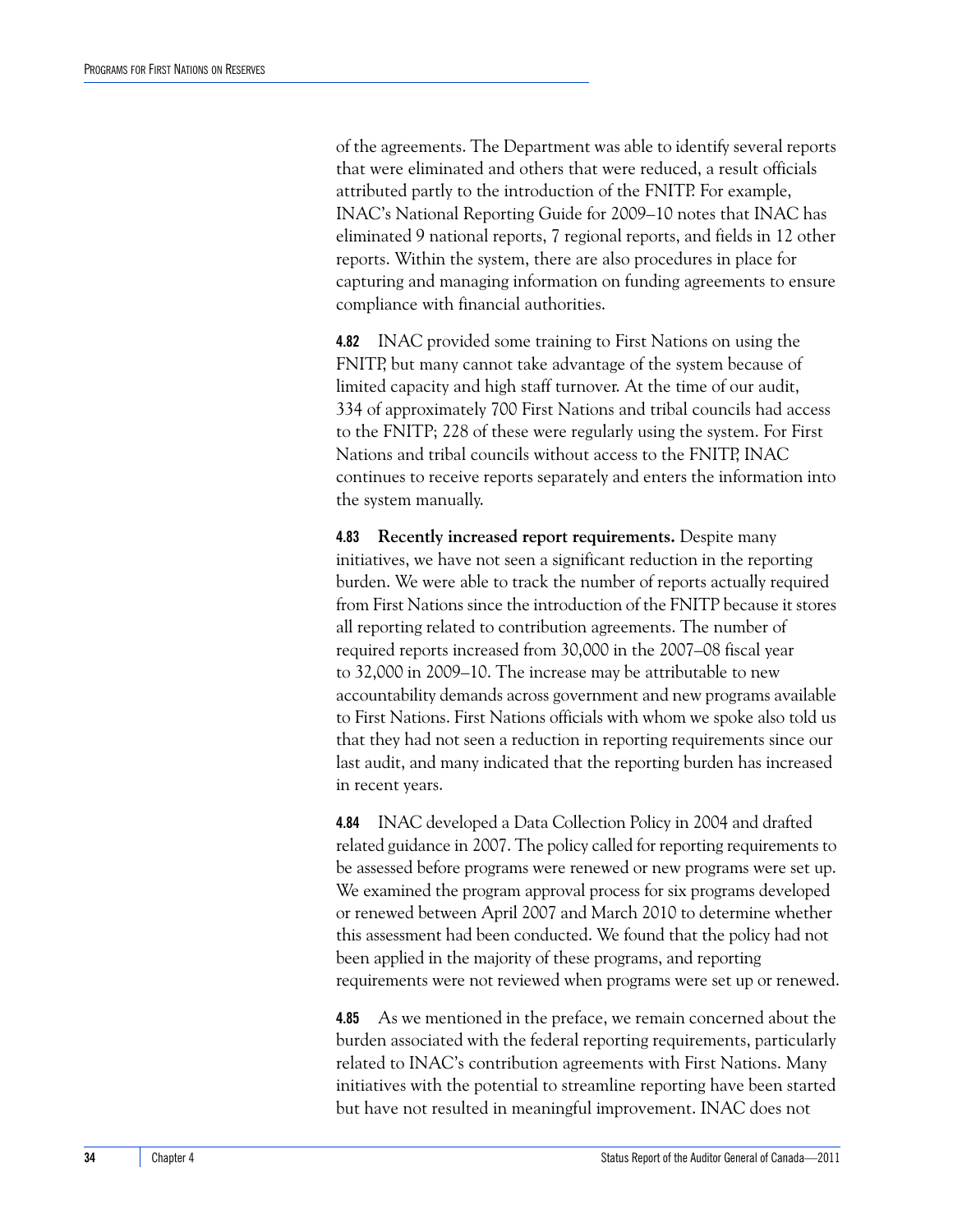of the agreements. The Department was able to identify several reports that were eliminated and others that were reduced, a result officials attributed partly to the introduction of the FNITP. For example, INAC's National Reporting Guide for 2009–10 notes that INAC has eliminated 9 national reports, 7 regional reports, and fields in 12 other reports. Within the system, there are also procedures in place for capturing and managing information on funding agreements to ensure compliance with financial authorities.

**4.82** INAC provided some training to First Nations on using the FNITP, but many cannot take advantage of the system because of limited capacity and high staff turnover. At the time of our audit, 334 of approximately 700 First Nations and tribal councils had access to the FNITP; 228 of these were regularly using the system. For First Nations and tribal councils without access to the FNITP, INAC continues to receive reports separately and enters the information into the system manually.

**4.83** **Recently increased report requirements.** Despite many initiatives, we have not seen a significant reduction in the reporting burden. We were able to track the number of reports actually required from First Nations since the introduction of the FNITP because it stores all reporting related to contribution agreements. The number of required reports increased from 30,000 in the 2007–08 fiscal year to 32,000 in 2009–10. The increase may be attributable to new accountability demands across government and new programs available to First Nations. First Nations officials with whom we spoke also told us that they had not seen a reduction in reporting requirements since our last audit, and many indicated that the reporting burden has increased in recent years.

**4.84** INAC developed a Data Collection Policy in 2004 and drafted related guidance in 2007. The policy called for reporting requirements to be assessed before programs were renewed or new programs were set up. We examined the program approval process for six programs developed or renewed between April 2007 and March 2010 to determine whether this assessment had been conducted. We found that the policy had not been applied in the majority of these programs, and reporting requirements were not reviewed when programs were set up or renewed.

**4.85** As we mentioned in the preface, we remain concerned about the burden associated with the federal reporting requirements, particularly related to INAC's contribution agreements with First Nations. Many initiatives with the potential to streamline reporting have been started but have not resulted in meaningful improvement. INAC does not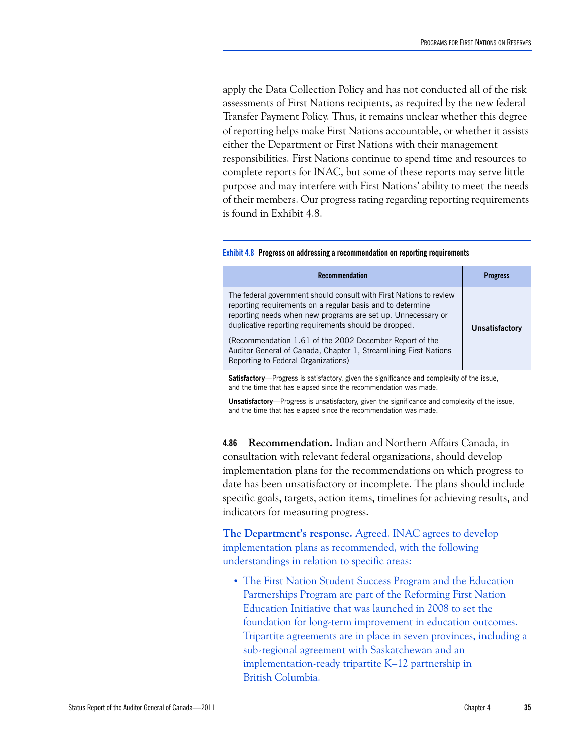apply the Data Collection Policy and has not conducted all of the risk assessments of First Nations recipients, as required by the new federal Transfer Payment Policy. Thus, it remains unclear whether this degree of reporting helps make First Nations accountable, or whether it assists either the Department or First Nations with their management responsibilities. First Nations continue to spend time and resources to complete reports for INAC, but some of these reports may serve little purpose and may interfere with First Nations' ability to meet the needs of their members. Our progress rating regarding reporting requirements is found in Exhibit 4.8.

**Exhibit 4.8 Progress on addressing a recommendation on reporting requirements**

| Recommendation | Progress |
|---|---|
| The federal government should consult with First Nations to review reporting requirements on a regular basis and to determine reporting needs when new programs are set up. Unnecessary or duplicative reporting requirements should be dropped.<br><br>(Recommendation 1.61 of the 2002 December Report of the Auditor General of Canada, Chapter 1, Streamlining First Nations Reporting to Federal Organizations) | **Unsatisfactory** |

**Satisfactory**—Progress is satisfactory, given the significance and complexity of the issue, and the time that has elapsed since the recommendation was made.

**Unsatisfactory**—Progress is unsatisfactory, given the significance and complexity of the issue, and the time that has elapsed since the recommendation was made.

**4.86 Recommendation.** Indian and Northern Affairs Canada, in consultation with relevant federal organizations, should develop implementation plans for the recommendations on which progress to date has been unsatisfactory or incomplete. The plans should include specific goals, targets, action items, timelines for achieving results, and indicators for measuring progress.

**The Department's response.** Agreed. INAC agrees to develop implementation plans as recommended, with the following understandings in relation to specific areas:

- The First Nation Student Success Program and the Education Partnerships Program are part of the Reforming First Nation Education Initiative that was launched in 2008 to set the foundation for long-term improvement in education outcomes. Tripartite agreements are in place in seven provinces, including a sub-regional agreement with Saskatchewan and an implementation-ready tripartite K–12 partnership in British Columbia.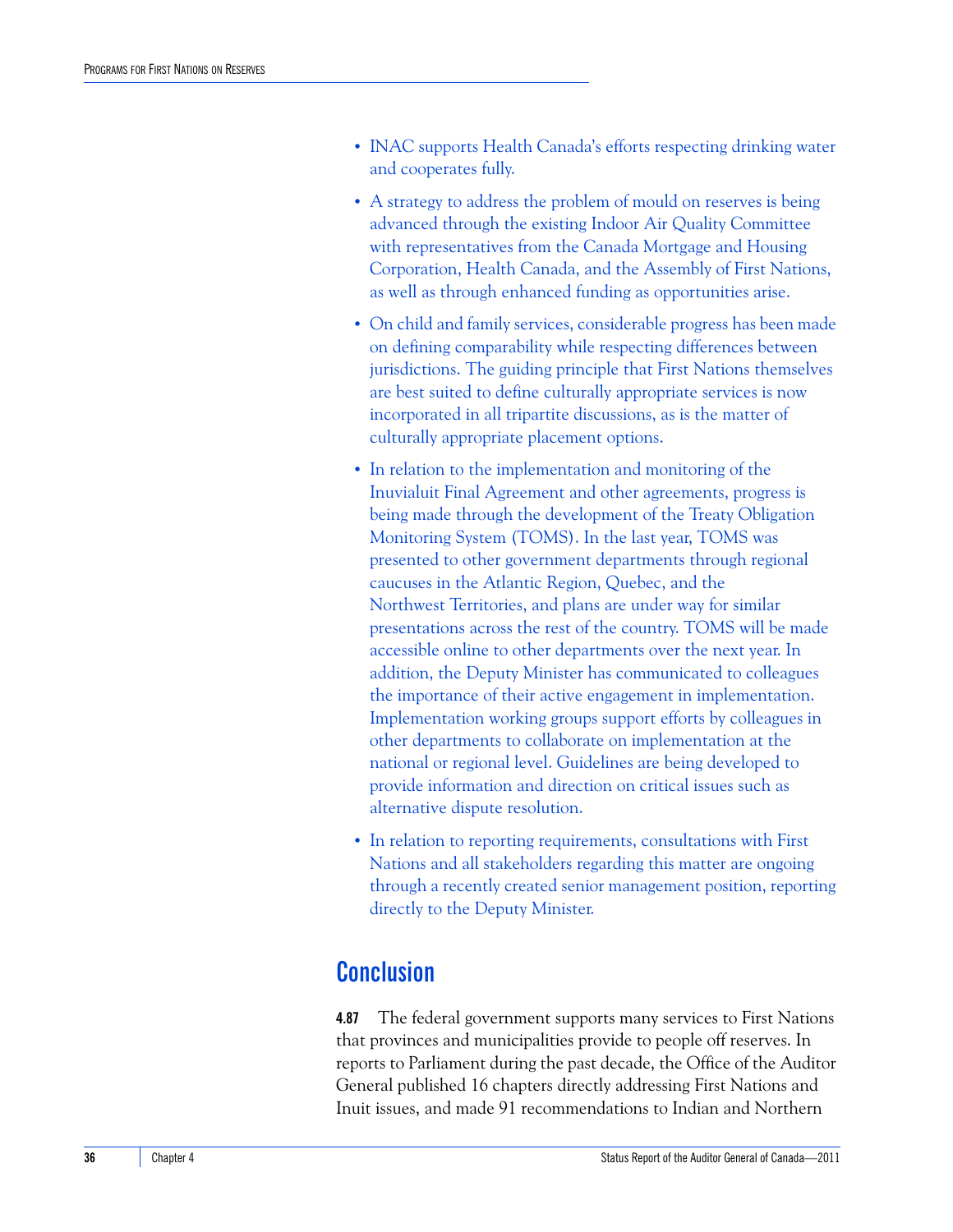- INAC supports Health Canada's efforts respecting drinking water and cooperates fully.
- A strategy to address the problem of mould on reserves is being advanced through the existing Indoor Air Quality Committee with representatives from the Canada Mortgage and Housing Corporation, Health Canada, and the Assembly of First Nations, as well as through enhanced funding as opportunities arise.
- On child and family services, considerable progress has been made on defining comparability while respecting differences between jurisdictions. The guiding principle that First Nations themselves are best suited to define culturally appropriate services is now incorporated in all tripartite discussions, as is the matter of culturally appropriate placement options.
- In relation to the implementation and monitoring of the Inuvialuit Final Agreement and other agreements, progress is being made through the development of the Treaty Obligation Monitoring System (TOMS). In the last year, TOMS was presented to other government departments through regional caucuses in the Atlantic Region, Quebec, and the Northwest Territories, and plans are under way for similar presentations across the rest of the country. TOMS will be made accessible online to other departments over the next year. In addition, the Deputy Minister has communicated to colleagues the importance of their active engagement in implementation. Implementation working groups support efforts by colleagues in other departments to collaborate on implementation at the national or regional level. Guidelines are being developed to provide information and direction on critical issues such as alternative dispute resolution.
- In relation to reporting requirements, consultations with First Nations and all stakeholders regarding this matter are ongoing through a recently created senior management position, reporting directly to the Deputy Minister.

## Conclusion

**4.87** The federal government supports many services to First Nations that provinces and municipalities provide to people off reserves. In reports to Parliament during the past decade, the Office of the Auditor General published 16 chapters directly addressing First Nations and Inuit issues, and made 91 recommendations to Indian and Northern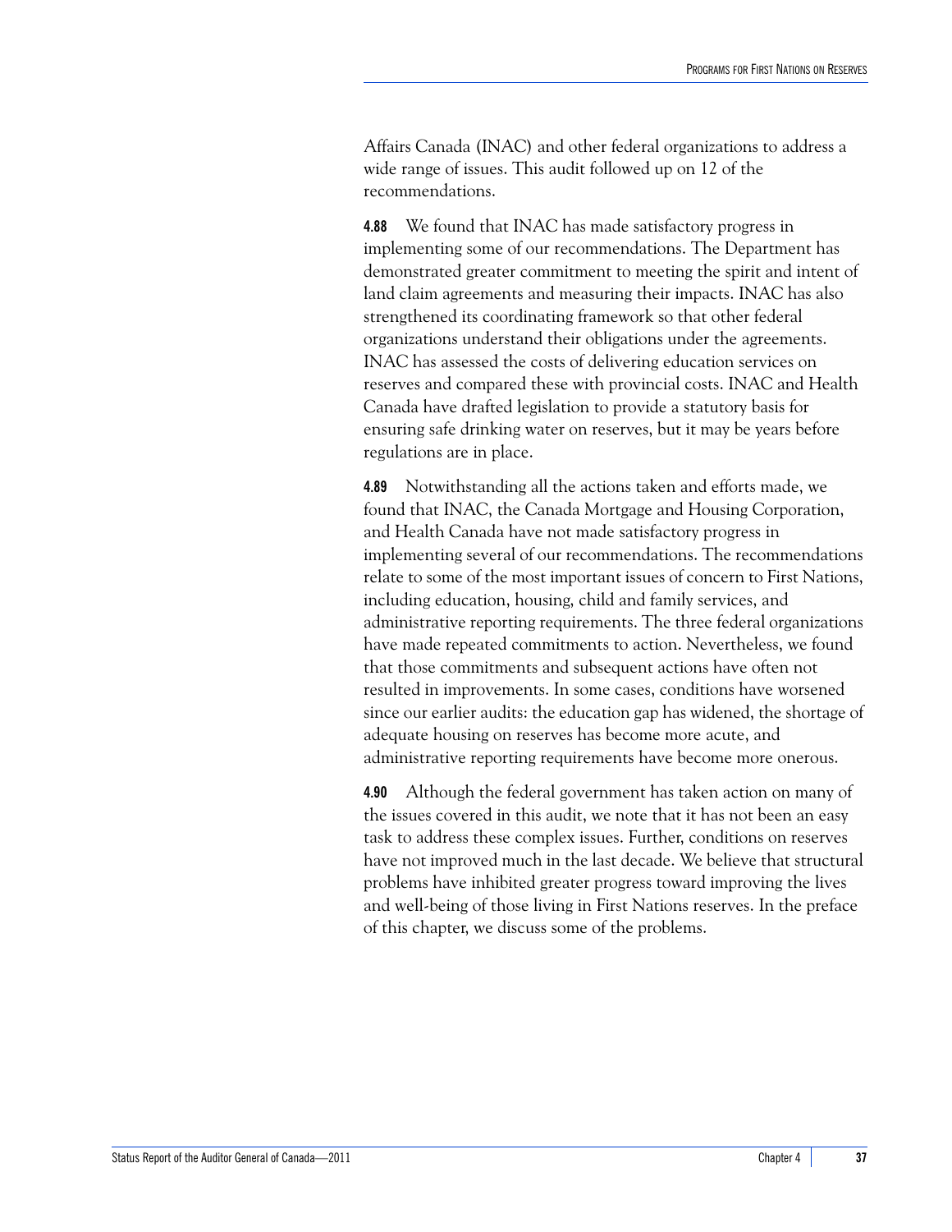Affairs Canada (INAC) and other federal organizations to address a wide range of issues. This audit followed up on 12 of the recommendations.

**4.88** We found that INAC has made satisfactory progress in implementing some of our recommendations. The Department has demonstrated greater commitment to meeting the spirit and intent of land claim agreements and measuring their impacts. INAC has also strengthened its coordinating framework so that other federal organizations understand their obligations under the agreements. INAC has assessed the costs of delivering education services on reserves and compared these with provincial costs. INAC and Health Canada have drafted legislation to provide a statutory basis for ensuring safe drinking water on reserves, but it may be years before regulations are in place.

**4.89** Notwithstanding all the actions taken and efforts made, we found that INAC, the Canada Mortgage and Housing Corporation, and Health Canada have not made satisfactory progress in implementing several of our recommendations. The recommendations relate to some of the most important issues of concern to First Nations, including education, housing, child and family services, and administrative reporting requirements. The three federal organizations have made repeated commitments to action. Nevertheless, we found that those commitments and subsequent actions have often not resulted in improvements. In some cases, conditions have worsened since our earlier audits: the education gap has widened, the shortage of adequate housing on reserves has become more acute, and administrative reporting requirements have become more onerous.

**4.90** Although the federal government has taken action on many of the issues covered in this audit, we note that it has not been an easy task to address these complex issues. Further, conditions on reserves have not improved much in the last decade. We believe that structural problems have inhibited greater progress toward improving the lives and well-being of those living in First Nations reserves. In the preface of this chapter, we discuss some of the problems.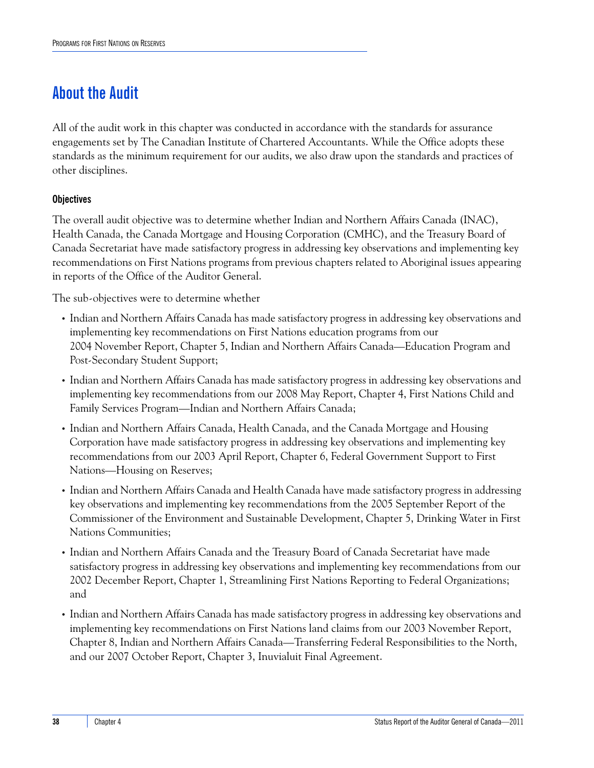## About the Audit

All of the audit work in this chapter was conducted in accordance with the standards for assurance engagements set by The Canadian Institute of Chartered Accountants. While the Office adopts these standards as the minimum requirement for our audits, we also draw upon the standards and practices of other disciplines.

#### Objectives

The overall audit objective was to determine whether Indian and Northern Affairs Canada (INAC), Health Canada, the Canada Mortgage and Housing Corporation (CMHC), and the Treasury Board of Canada Secretariat have made satisfactory progress in addressing key observations and implementing key recommendations on First Nations programs from previous chapters related to Aboriginal issues appearing in reports of the Office of the Auditor General.

The sub-objectives were to determine whether

- Indian and Northern Affairs Canada has made satisfactory progress in addressing key observations and implementing key recommendations on First Nations education programs from our 2004 November Report, Chapter 5, Indian and Northern Affairs Canada—Education Program and Post-Secondary Student Support;
- Indian and Northern Affairs Canada has made satisfactory progress in addressing key observations and implementing key recommendations from our 2008 May Report, Chapter 4, First Nations Child and Family Services Program—Indian and Northern Affairs Canada;
- Indian and Northern Affairs Canada, Health Canada, and the Canada Mortgage and Housing Corporation have made satisfactory progress in addressing key observations and implementing key recommendations from our 2003 April Report, Chapter 6, Federal Government Support to First Nations—Housing on Reserves;
- Indian and Northern Affairs Canada and Health Canada have made satisfactory progress in addressing key observations and implementing key recommendations from the 2005 September Report of the Commissioner of the Environment and Sustainable Development, Chapter 5, Drinking Water in First Nations Communities;
- Indian and Northern Affairs Canada and the Treasury Board of Canada Secretariat have made satisfactory progress in addressing key observations and implementing key recommendations from our 2002 December Report, Chapter 1, Streamlining First Nations Reporting to Federal Organizations; and
- Indian and Northern Affairs Canada has made satisfactory progress in addressing key observations and implementing key recommendations on First Nations land claims from our 2003 November Report, Chapter 8, Indian and Northern Affairs Canada—Transferring Federal Responsibilities to the North, and our 2007 October Report, Chapter 3, Inuvialuit Final Agreement.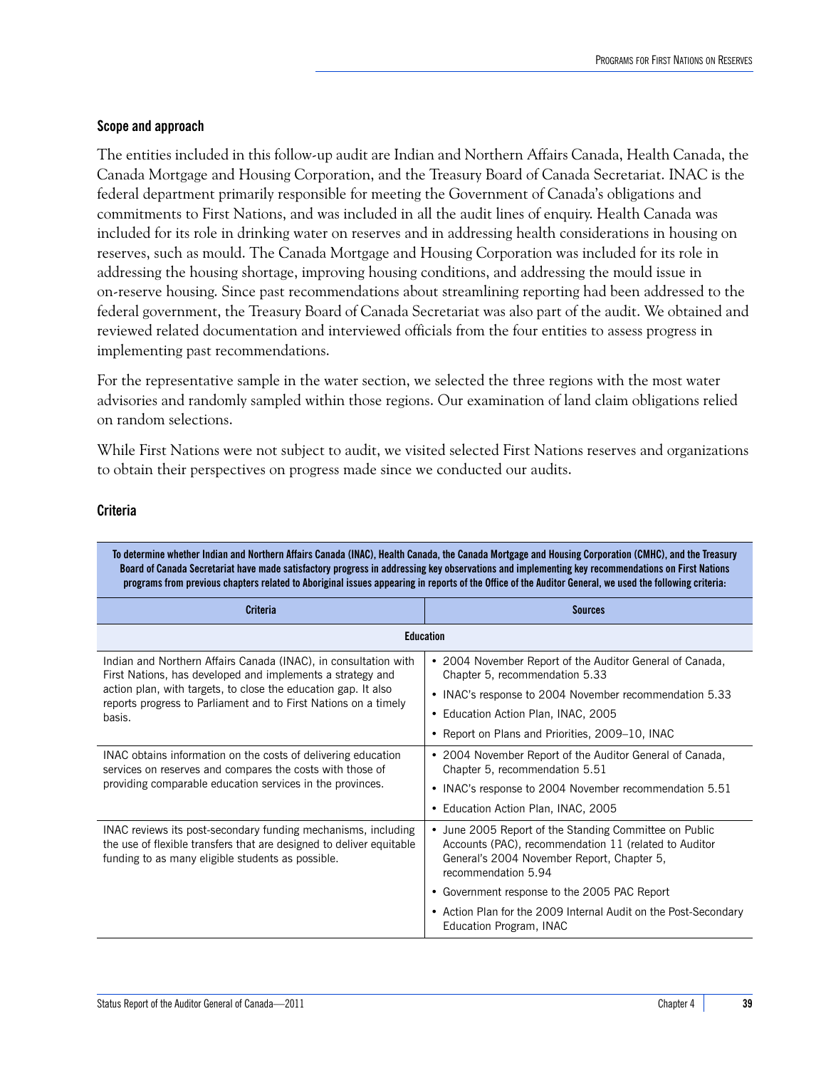### Scope and approach

The entities included in this follow-up audit are Indian and Northern Affairs Canada, Health Canada, the Canada Mortgage and Housing Corporation, and the Treasury Board of Canada Secretariat. INAC is the federal department primarily responsible for meeting the Government of Canada's obligations and commitments to First Nations, and was included in all the audit lines of enquiry. Health Canada was included for its role in drinking water on reserves and in addressing health considerations in housing on reserves, such as mould. The Canada Mortgage and Housing Corporation was included for its role in addressing the housing shortage, improving housing conditions, and addressing the mould issue in on-reserve housing. Since past recommendations about streamlining reporting had been addressed to the federal government, the Treasury Board of Canada Secretariat was also part of the audit. We obtained and reviewed related documentation and interviewed officials from the four entities to assess progress in implementing past recommendations.

For the representative sample in the water section, we selected the three regions with the most water advisories and randomly sampled within those regions. Our examination of land claim obligations relied on random selections.

While First Nations were not subject to audit, we visited selected First Nations reserves and organizations to obtain their perspectives on progress made since we conducted our audits.

### Criteria

**To determine whether Indian and Northern Affairs Canada (INAC), Health Canada, the Canada Mortgage and Housing Corporation (CMHC), and the Treasury Board of Canada Secretariat have made satisfactory progress in addressing key observations and implementing key recommendations on First Nations programs from previous chapters related to Aboriginal issues appearing in reports of the Office of the Auditor General, we used the following criteria:**

| Criteria | Sources |
|---|---|
| **Education** | |
| Indian and Northern Affairs Canada (INAC), in consultation with First Nations, has developed and implements a strategy and action plan, with targets, to close the education gap. It also reports progress to Parliament and to First Nations on a timely basis. | • 2004 November Report of the Auditor General of Canada, Chapter 5, recommendation 5.33<br>• INAC's response to 2004 November recommendation 5.33<br>• Education Action Plan, INAC, 2005<br>• Report on Plans and Priorities, 2009–10, INAC |
| INAC obtains information on the costs of delivering education services on reserves and compares the costs with those of providing comparable education services in the provinces. | • 2004 November Report of the Auditor General of Canada, Chapter 5, recommendation 5.51<br>• INAC's response to 2004 November recommendation 5.51<br>• Education Action Plan, INAC, 2005 |
| INAC reviews its post-secondary funding mechanisms, including the use of flexible transfers that are designed to deliver equitable funding to as many eligible students as possible. | • June 2005 Report of the Standing Committee on Public Accounts (PAC), recommendation 11 (related to Auditor General's 2004 November Report, Chapter 5, recommendation 5.94<br>• Government response to the 2005 PAC Report<br>• Action Plan for the 2009 Internal Audit on the Post-Secondary Education Program, INAC |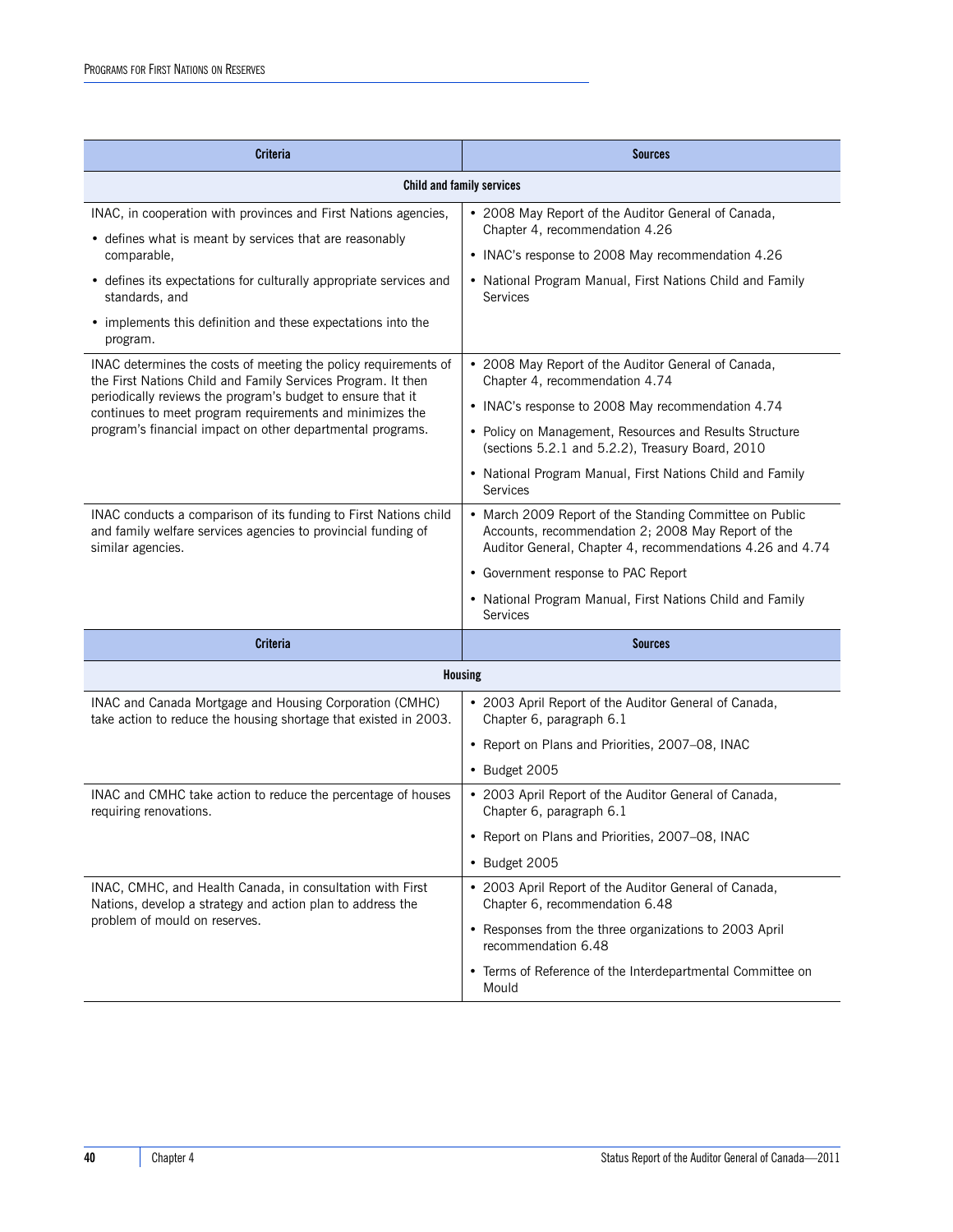| Criteria | Sources |
|---|---|
| **Child and family services** | |
| INAC, in cooperation with provinces and First Nations agencies,<br>• defines what is meant by services that are reasonably comparable,<br>• defines its expectations for culturally appropriate services and standards, and<br>• implements this definition and these expectations into the program. | • 2008 May Report of the Auditor General of Canada, Chapter 4, recommendation 4.26<br>• INAC's response to 2008 May recommendation 4.26<br>• National Program Manual, First Nations Child and Family Services |
| INAC determines the costs of meeting the policy requirements of the First Nations Child and Family Services Program. It then periodically reviews the program's budget to ensure that it continues to meet program requirements and minimizes the program's financial impact on other departmental programs. | • 2008 May Report of the Auditor General of Canada, Chapter 4, recommendation 4.74<br>• INAC's response to 2008 May recommendation 4.74<br>• Policy on Management, Resources and Results Structure (sections 5.2.1 and 5.2.2), Treasury Board, 2010<br>• National Program Manual, First Nations Child and Family Services |
| INAC conducts a comparison of its funding to First Nations child and family welfare services agencies to provincial funding of similar agencies. | • March 2009 Report of the Standing Committee on Public Accounts, recommendation 2; 2008 May Report of the Auditor General, Chapter 4, recommendations 4.26 and 4.74<br>• Government response to PAC Report<br>• National Program Manual, First Nations Child and Family Services |

| Criteria | Sources |
|---|---|
| **Housing** | |
| INAC and Canada Mortgage and Housing Corporation (CMHC) take action to reduce the housing shortage that existed in 2003. | • 2003 April Report of the Auditor General of Canada, Chapter 6, paragraph 6.1<br>• Report on Plans and Priorities, 2007–08, INAC<br>• Budget 2005 |
| INAC and CMHC take action to reduce the percentage of houses requiring renovations. | • 2003 April Report of the Auditor General of Canada, Chapter 6, paragraph 6.1<br>• Report on Plans and Priorities, 2007–08, INAC<br>• Budget 2005 |
| INAC, CMHC, and Health Canada, in consultation with First Nations, develop a strategy and action plan to address the problem of mould on reserves. | • 2003 April Report of the Auditor General of Canada, Chapter 6, recommendation 6.48<br>• Responses from the three organizations to 2003 April recommendation 6.48<br>• Terms of Reference of the Interdepartmental Committee on Mould |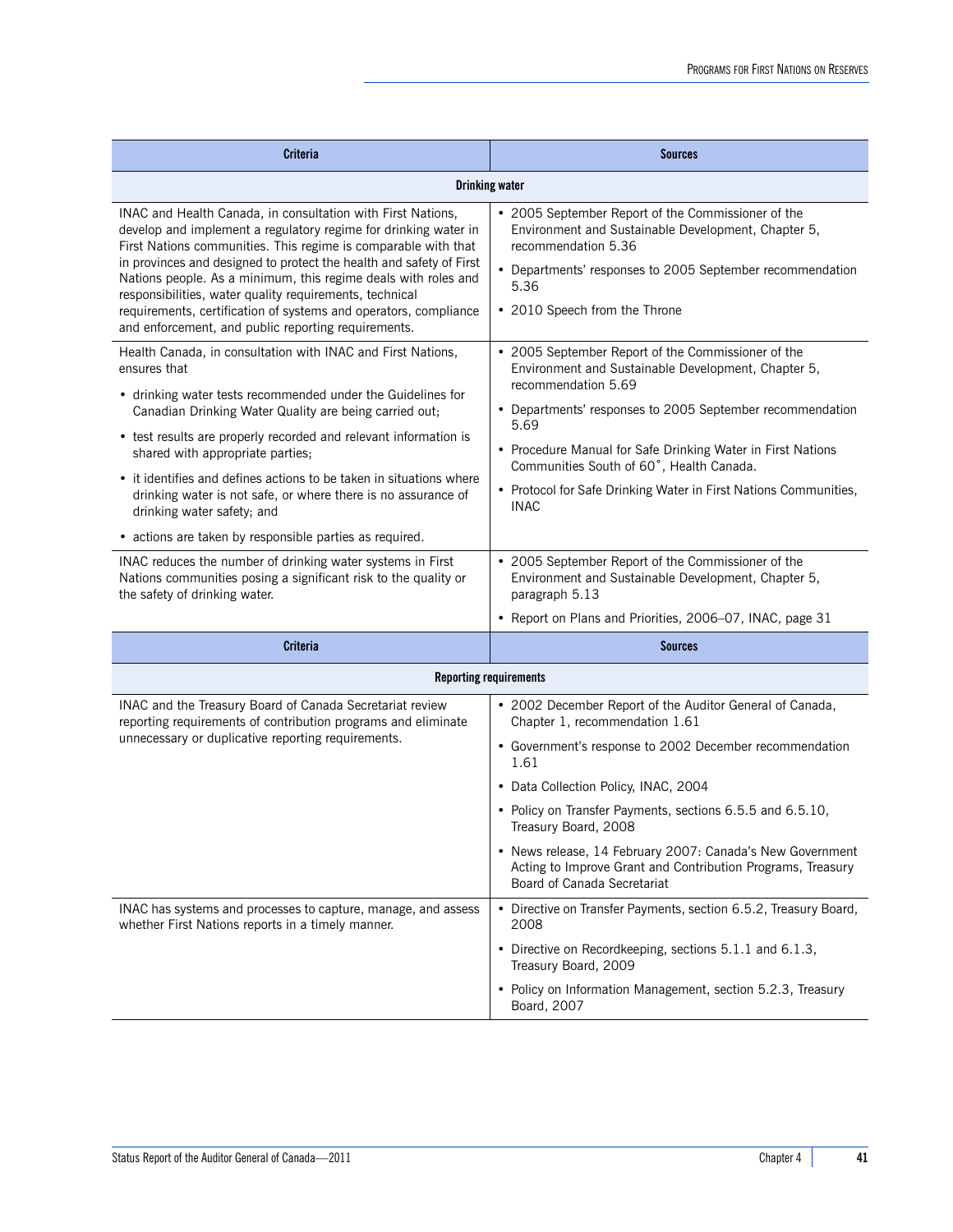| Criteria | Sources |
|---|---|
| **Drinking water** | |
| INAC and Health Canada, in consultation with First Nations, develop and implement a regulatory regime for drinking water in First Nations communities. This regime is comparable with that in provinces and designed to protect the health and safety of First Nations people. As a minimum, this regime deals with roles and responsibilities, water quality requirements, technical requirements, certification of systems and operators, compliance and enforcement, and public reporting requirements. | • 2005 September Report of the Commissioner of the Environment and Sustainable Development, Chapter 5, recommendation 5.36<br>• Departments' responses to 2005 September recommendation 5.36<br>• 2010 Speech from the Throne |
| Health Canada, in consultation with INAC and First Nations, ensures that<br>• drinking water tests recommended under the Guidelines for Canadian Drinking Water Quality are being carried out;<br>• test results are properly recorded and relevant information is shared with appropriate parties;<br>• it identifies and defines actions to be taken in situations where drinking water is not safe, or where there is no assurance of drinking water safety; and<br>• actions are taken by responsible parties as required. | • 2005 September Report of the Commissioner of the Environment and Sustainable Development, Chapter 5, recommendation 5.69<br>• Departments' responses to 2005 September recommendation 5.69<br>• Procedure Manual for Safe Drinking Water in First Nations Communities South of 60˚, Health Canada.<br>• Protocol for Safe Drinking Water in First Nations Communities, INAC |
| INAC reduces the number of drinking water systems in First Nations communities posing a significant risk to the quality or the safety of drinking water. | • 2005 September Report of the Commissioner of the Environment and Sustainable Development, Chapter 5, paragraph 5.13<br>• Report on Plans and Priorities, 2006–07, INAC, page 31 |

| Criteria | Sources |
|---|---|
| **Reporting requirements** | |
| INAC and the Treasury Board of Canada Secretariat review reporting requirements of contribution programs and eliminate unnecessary or duplicative reporting requirements. | • 2002 December Report of the Auditor General of Canada, Chapter 1, recommendation 1.61<br>• Government's response to 2002 December recommendation 1.61<br>• Data Collection Policy, INAC, 2004<br>• Policy on Transfer Payments, sections 6.5.5 and 6.5.10, Treasury Board, 2008<br>• News release, 14 February 2007: Canada's New Government Acting to Improve Grant and Contribution Programs, Treasury Board of Canada Secretariat |
| INAC has systems and processes to capture, manage, and assess whether First Nations reports in a timely manner. | • Directive on Transfer Payments, section 6.5.2, Treasury Board, 2008<br>• Directive on Recordkeeping, sections 5.1.1 and 6.1.3, Treasury Board, 2009<br>• Policy on Information Management, section 5.2.3, Treasury Board, 2007 |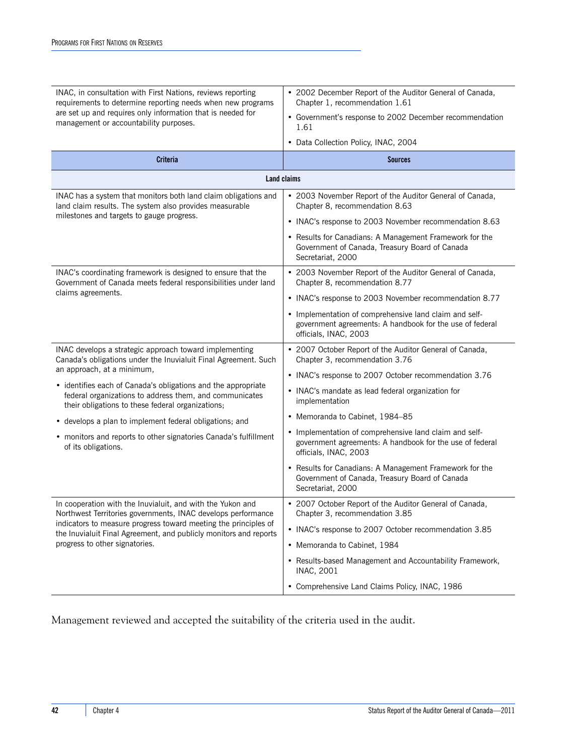| Criteria | Sources |
|---|---|
| INAC, in consultation with First Nations, reviews reporting requirements to determine reporting needs when new programs are set up and requires only information that is needed for management or accountability purposes. | • 2002 December Report of the Auditor General of Canada, Chapter 1, recommendation 1.61<br>• Government's response to 2002 December recommendation 1.61<br>• Data Collection Policy, INAC, 2004 |
| **Land claims** | |
| INAC has a system that monitors both land claim obligations and land claim results. The system also provides measurable milestones and targets to gauge progress. | • 2003 November Report of the Auditor General of Canada, Chapter 8, recommendation 8.63<br>• INAC's response to 2003 November recommendation 8.63<br>• Results for Canadians: A Management Framework for the Government of Canada, Treasury Board of Canada Secretariat, 2000 |
| INAC's coordinating framework is designed to ensure that the Government of Canada meets federal responsibilities under land claims agreements. | • 2003 November Report of the Auditor General of Canada, Chapter 8, recommendation 8.77<br>• INAC's response to 2003 November recommendation 8.77<br>• Implementation of comprehensive land claim and self-government agreements: A handbook for the use of federal officials, INAC, 2003 |
| INAC develops a strategic approach toward implementing Canada's obligations under the Inuvialuit Final Agreement. Such an approach, at a minimum,<br>• identifies each of Canada's obligations and the appropriate federal organizations to address them, and communicates their obligations to these federal organizations;<br>• develops a plan to implement federal obligations; and<br>• monitors and reports to other signatories Canada's fulfillment of its obligations. | • 2007 October Report of the Auditor General of Canada, Chapter 3, recommendation 3.76<br>• INAC's response to 2007 October recommendation 3.76<br>• INAC's mandate as lead federal organization for implementation<br>• Memoranda to Cabinet, 1984–85<br>• Implementation of comprehensive land claim and self-government agreements: A handbook for the use of federal officials, INAC, 2003<br>• Results for Canadians: A Management Framework for the Government of Canada, Treasury Board of Canada Secretariat, 2000 |
| In cooperation with the Inuvialuit, and with the Yukon and Northwest Territories governments, INAC develops performance indicators to measure progress toward meeting the principles of the Inuvialuit Final Agreement, and publicly monitors and reports progress to other signatories. | • 2007 October Report of the Auditor General of Canada, Chapter 3, recommendation 3.85<br>• INAC's response to 2007 October recommendation 3.85<br>• Memoranda to Cabinet, 1984<br>• Results-based Management and Accountability Framework, INAC, 2001<br>• Comprehensive Land Claims Policy, INAC, 1986 |

Management reviewed and accepted the suitability of the criteria used in the audit.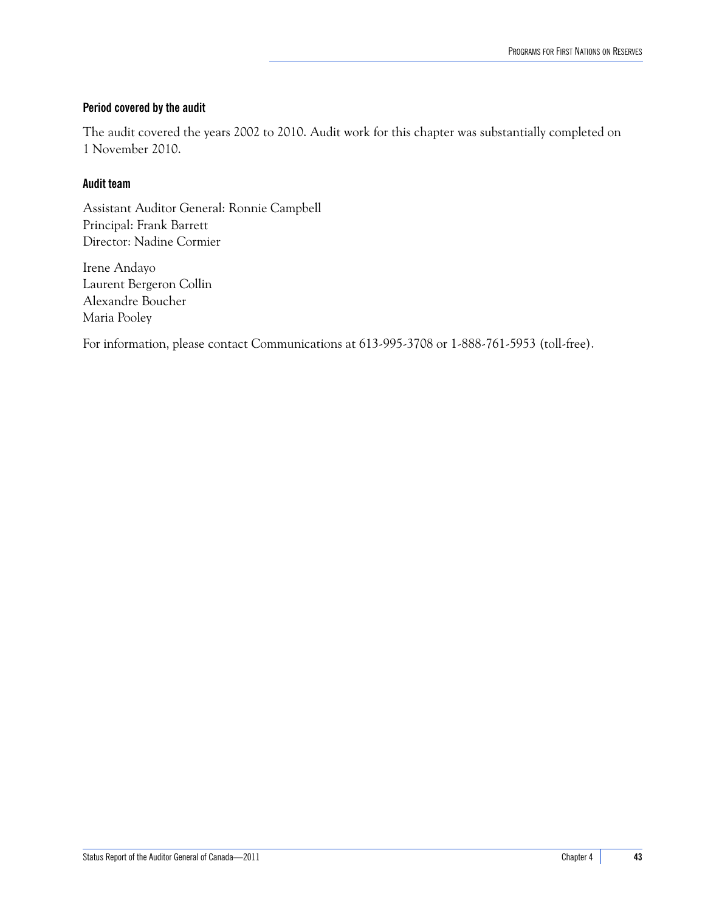### Period covered by the audit

The audit covered the years 2002 to 2010. Audit work for this chapter was substantially completed on 1 November 2010.

### Audit team

Assistant Auditor General: Ronnie Campbell
Principal: Frank Barrett
Director: Nadine Cormier

Irene Andayo
Laurent Bergeron Collin
Alexandre Boucher
Maria Pooley

For information, please contact Communications at 613-995-3708 or 1-888-761-5953 (toll-free).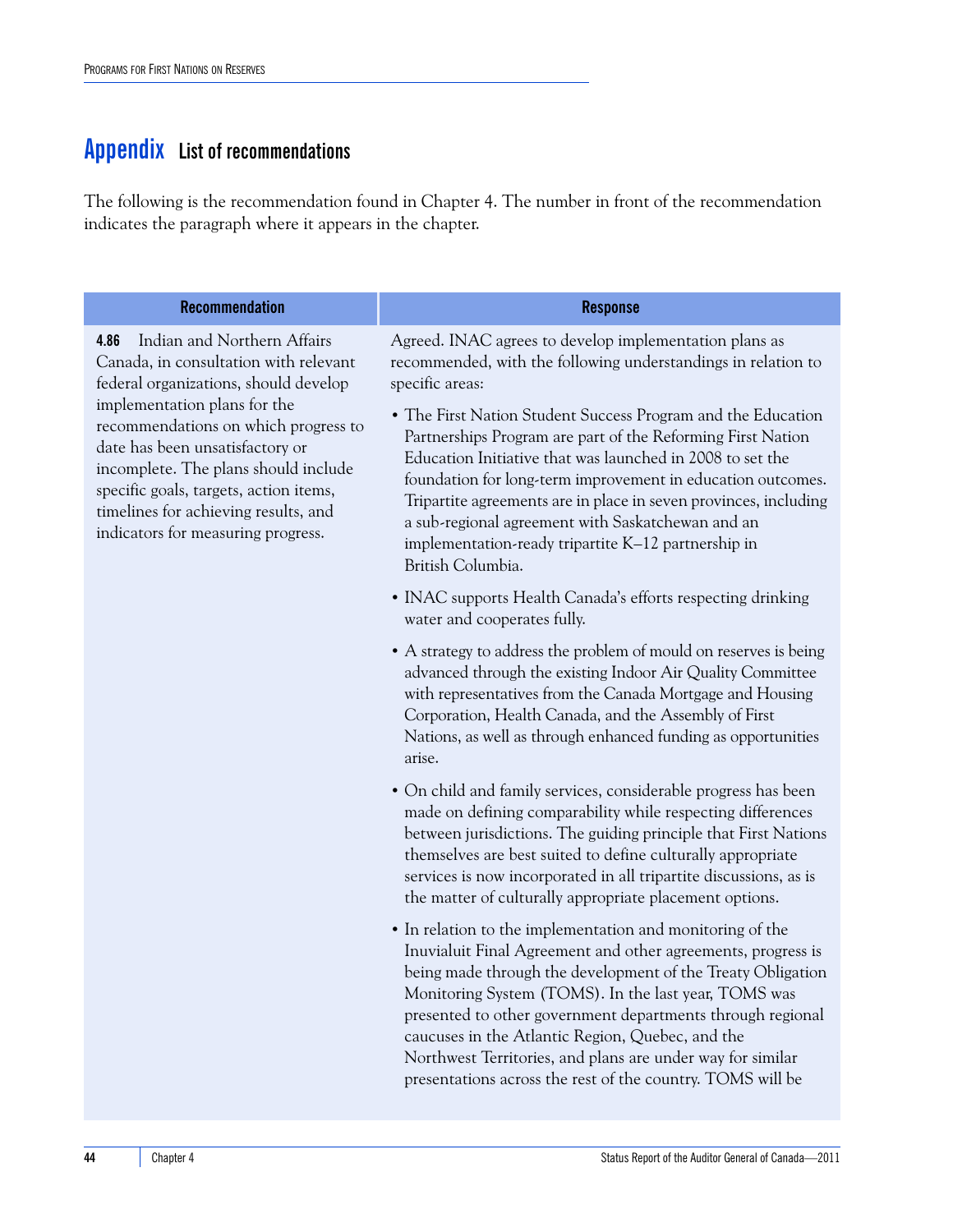# Appendix List of recommendations

The following is the recommendation found in Chapter 4. The number in front of the recommendation indicates the paragraph where it appears in the chapter.

| Recommendation | Response |
|---|---|
| **4.86** Indian and Northern Affairs Canada, in consultation with relevant federal organizations, should develop implementation plans for the recommendations on which progress to date has been unsatisfactory or incomplete. The plans should include specific goals, targets, action items, timelines for achieving results, and indicators for measuring progress. | Agreed. INAC agrees to develop implementation plans as recommended, with the following understandings in relation to specific areas:<br><br>• The First Nation Student Success Program and the Education Partnerships Program are part of the Reforming First Nation Education Initiative that was launched in 2008 to set the foundation for long-term improvement in education outcomes. Tripartite agreements are in place in seven provinces, including a sub-regional agreement with Saskatchewan and an implementation-ready tripartite K–12 partnership in British Columbia.<br><br>• INAC supports Health Canada's efforts respecting drinking water and cooperates fully.<br><br>• A strategy to address the problem of mould on reserves is being advanced through the existing Indoor Air Quality Committee with representatives from the Canada Mortgage and Housing Corporation, Health Canada, and the Assembly of First Nations, as well as through enhanced funding as opportunities arise.<br><br>• On child and family services, considerable progress has been made on defining comparability while respecting differences between jurisdictions. The guiding principle that First Nations themselves are best suited to define culturally appropriate services is now incorporated in all tripartite discussions, as is the matter of culturally appropriate placement options.<br><br>• In relation to the implementation and monitoring of the Inuvialuit Final Agreement and other agreements, progress is being made through the development of the Treaty Obligation Monitoring System (TOMS). In the last year, TOMS was presented to other government departments through regional caucuses in the Atlantic Region, Quebec, and the Northwest Territories, and plans are under way for similar presentations across the rest of the country. TOMS will be |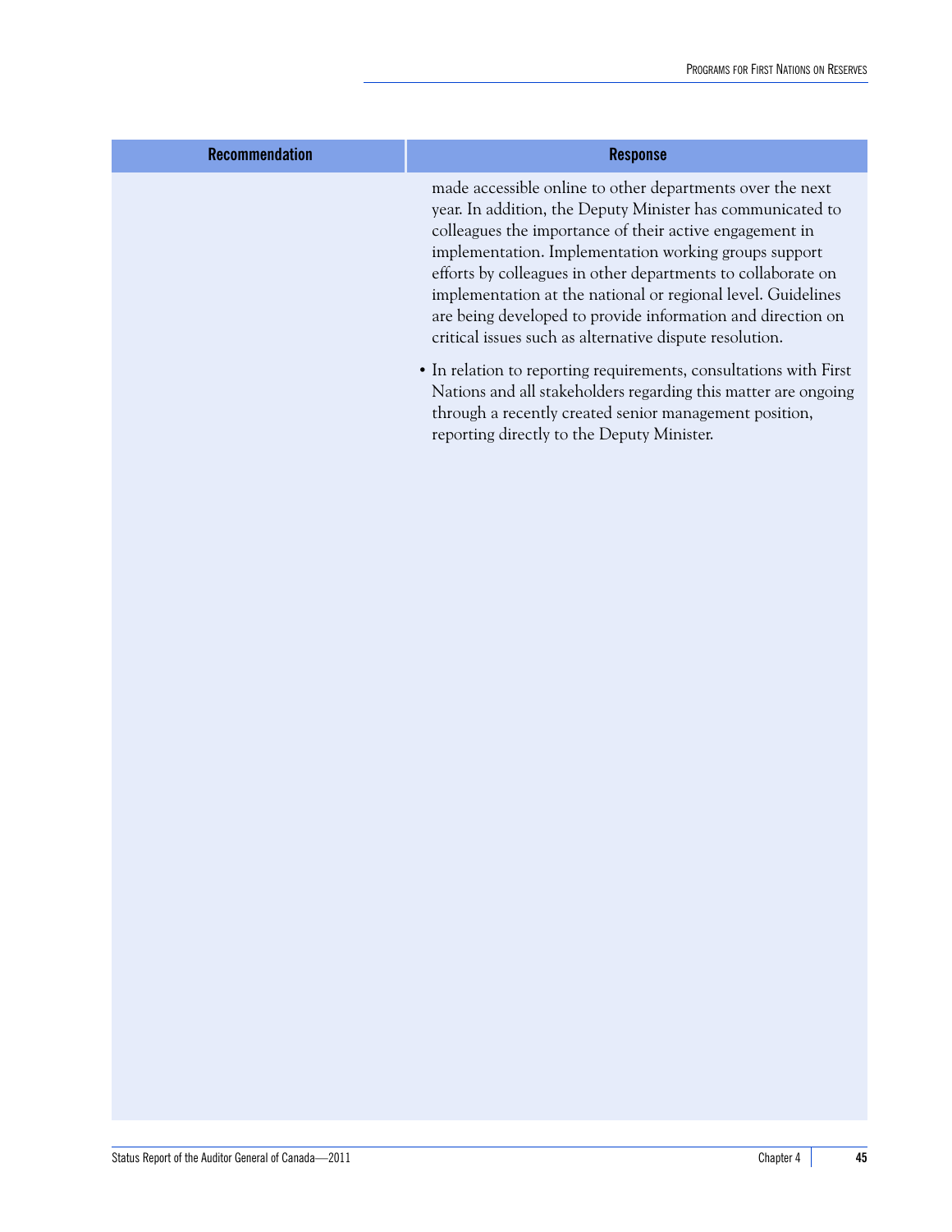| Recommendation | Response |
| --- | --- |
| | made accessible online to other departments over the next year. In addition, the Deputy Minister has communicated to colleagues the importance of their active engagement in implementation. Implementation working groups support efforts by colleagues in other departments to collaborate on implementation at the national or regional level. Guidelines are being developed to provide information and direction on critical issues such as alternative dispute resolution.<br><br>• In relation to reporting requirements, consultations with First Nations and all stakeholders regarding this matter are ongoing through a recently created senior management position, reporting directly to the Deputy Minister. |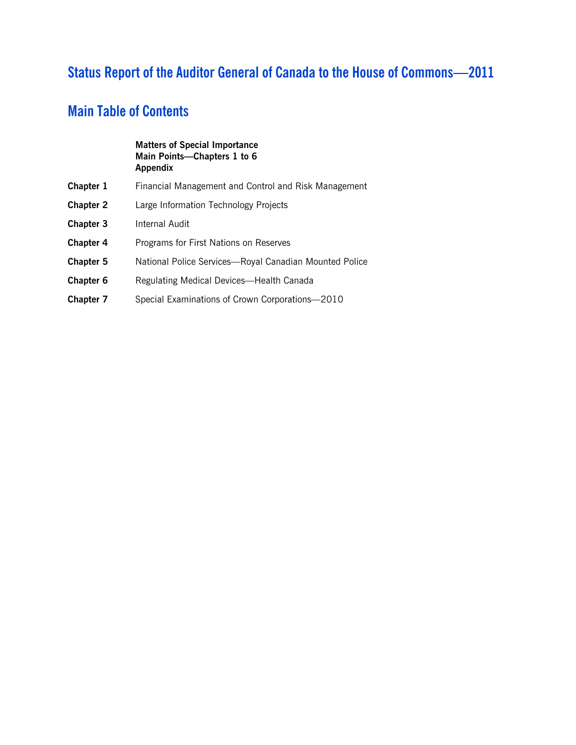# Status Report of the Auditor General of Canada to the House of Commons—2011

## Main Table of Contents

**Matters of Special Importance**
**Main Points—Chapters 1 to 6**
**Appendix**

**Chapter 1** Financial Management and Control and Risk Management

**Chapter 2** Large Information Technology Projects

**Chapter 3** Internal Audit

**Chapter 4** Programs for First Nations on Reserves

**Chapter 5** National Police Services—Royal Canadian Mounted Police

**Chapter 6** Regulating Medical Devices—Health Canada

**Chapter 7** Special Examinations of Crown Corporations—2010